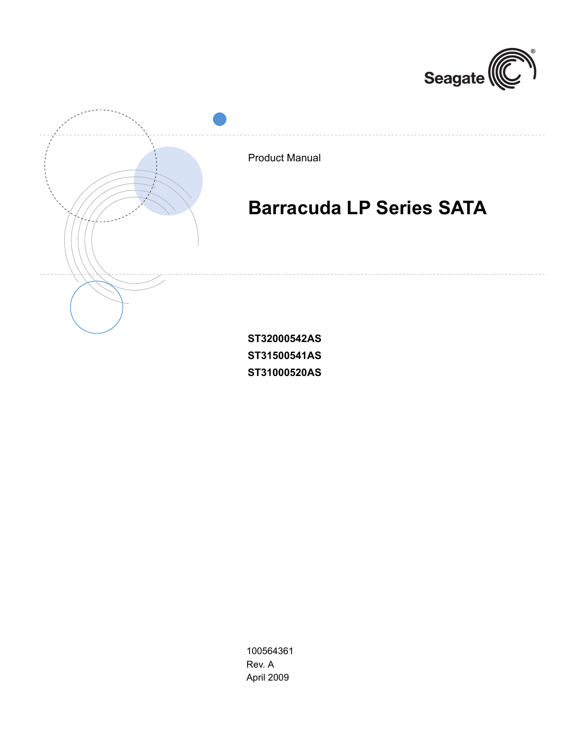Seagate

Product Manual

# Barracuda LP Series SATA

**ST32000542AS**

**ST31500541AS**

**ST31000520AS**

100564361

Rev. A

April 2009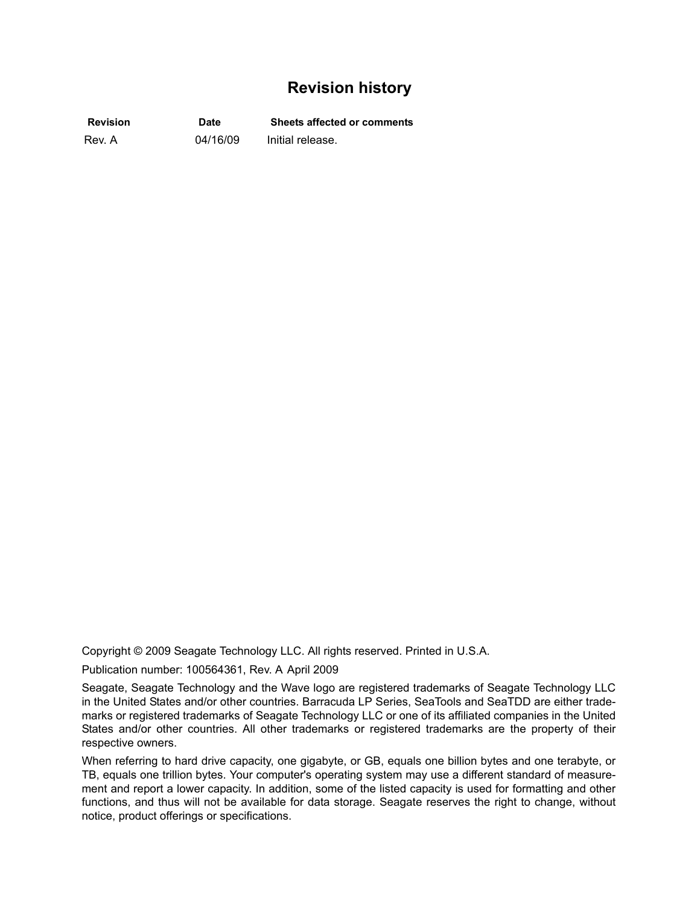# Revision history

| Revision | Date | Sheets affected or comments |
| --- | --- | --- |
| Rev. A | 04/16/09 | Initial release. |

Copyright © 2009 Seagate Technology LLC. All rights reserved. Printed in U.S.A.

Publication number: 100564361, Rev. A April 2009

Seagate, Seagate Technology and the Wave logo are registered trademarks of Seagate Technology LLC in the United States and/or other countries. Barracuda LP Series, SeaTools and SeaTDD are either trademarks or registered trademarks of Seagate Technology LLC or one of its affiliated companies in the United States and/or other countries. All other trademarks or registered trademarks are the property of their respective owners.

When referring to hard drive capacity, one gigabyte, or GB, equals one billion bytes and one terabyte, or TB, equals one trillion bytes. Your computer's operating system may use a different standard of measurement and report a lower capacity. In addition, some of the listed capacity is used for formatting and other functions, and thus will not be available for data storage. Seagate reserves the right to change, without notice, product offerings or specifications.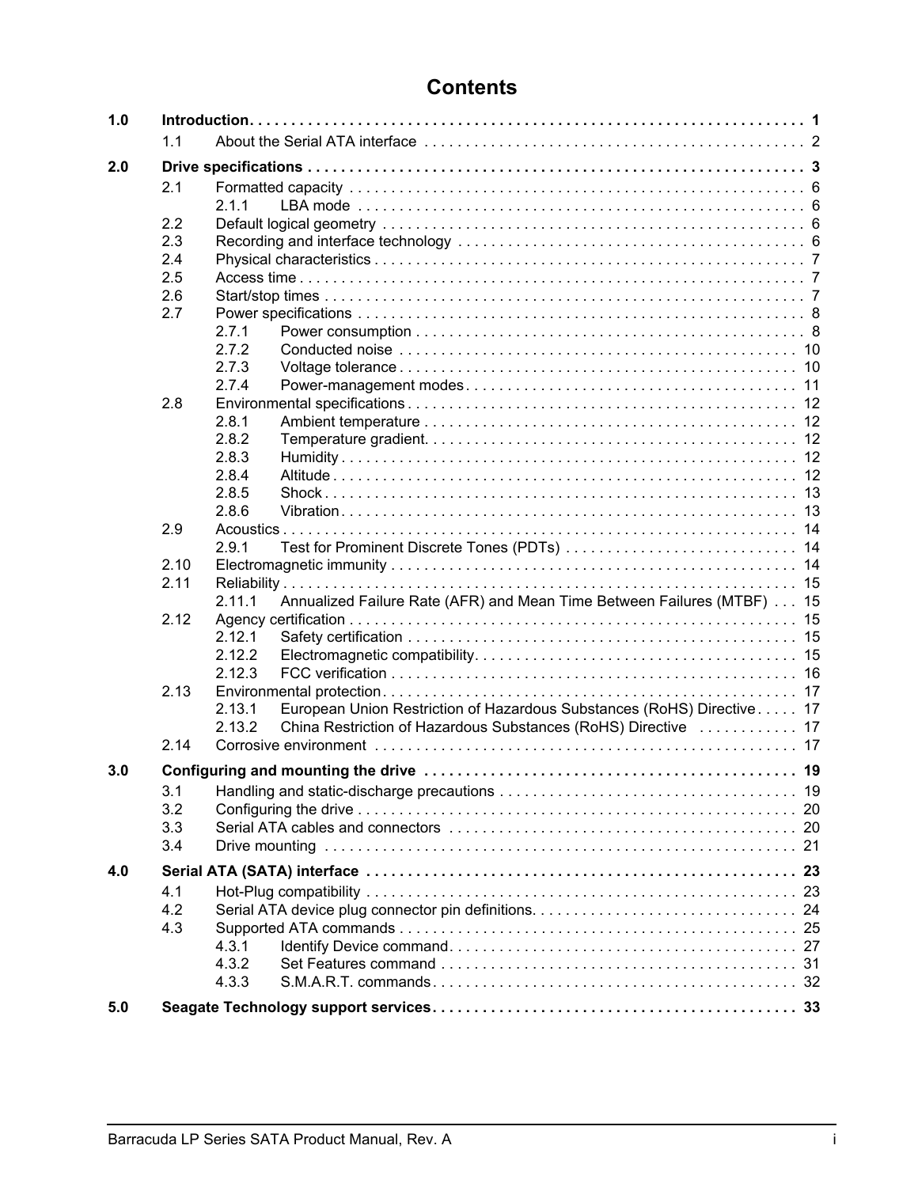# Contents

| | | |
|---|---|---|
| **1.0** | **Introduction** | **1** |
| 1.1 | About the Serial ATA interface | 2 |
| **2.0** | **Drive specifications** | **3** |
| 2.1 | Formatted capacity | 6 |
| 2.1.1 | LBA mode | 6 |
| 2.2 | Default logical geometry | 6 |
| 2.3 | Recording and interface technology | 6 |
| 2.4 | Physical characteristics | 7 |
| 2.5 | Access time | 7 |
| 2.6 | Start/stop times | 7 |
| 2.7 | Power specifications | 8 |
| 2.7.1 | Power consumption | 8 |
| 2.7.2 | Conducted noise | 10 |
| 2.7.3 | Voltage tolerance | 10 |
| 2.7.4 | Power-management modes | 11 |
| 2.8 | Environmental specifications | 12 |
| 2.8.1 | Ambient temperature | 12 |
| 2.8.2 | Temperature gradient. | 12 |
| 2.8.3 | Humidity | 12 |
| 2.8.4 | Altitude | 12 |
| 2.8.5 | Shock | 13 |
| 2.8.6 | Vibration | 13 |
| 2.9 | Acoustics | 14 |
| 2.9.1 | Test for Prominent Discrete Tones (PDTs) | 14 |
| 2.10 | Electromagnetic immunity | 14 |
| 2.11 | Reliability | 15 |
| 2.11.1 | Annualized Failure Rate (AFR) and Mean Time Between Failures (MTBF) | 15 |
| 2.12 | Agency certification | 15 |
| 2.12.1 | Safety certification | 15 |
| 2.12.2 | Electromagnetic compatibility. | 15 |
| 2.12.3 | FCC verification | 16 |
| 2.13 | Environmental protection | 17 |
| 2.13.1 | European Union Restriction of Hazardous Substances (RoHS) Directive | 17 |
| 2.13.2 | China Restriction of Hazardous Substances (RoHS) Directive | 17 |
| 2.14 | Corrosive environment | 17 |
| **3.0** | **Configuring and mounting the drive** | **19** |
| 3.1 | Handling and static-discharge precautions | 19 |
| 3.2 | Configuring the drive | 20 |
| 3.3 | Serial ATA cables and connectors | 20 |
| 3.4 | Drive mounting | 21 |
| **4.0** | **Serial ATA (SATA) interface** | **23** |
| 4.1 | Hot-Plug compatibility | 23 |
| 4.2 | Serial ATA device plug connector pin definitions. | 24 |
| 4.3 | Supported ATA commands | 25 |
| 4.3.1 | Identify Device command. | 27 |
| 4.3.2 | Set Features command | 31 |
| 4.3.3 | S.M.A.R.T. commands | 32 |
| **5.0** | **Seagate Technology support services** | **33** |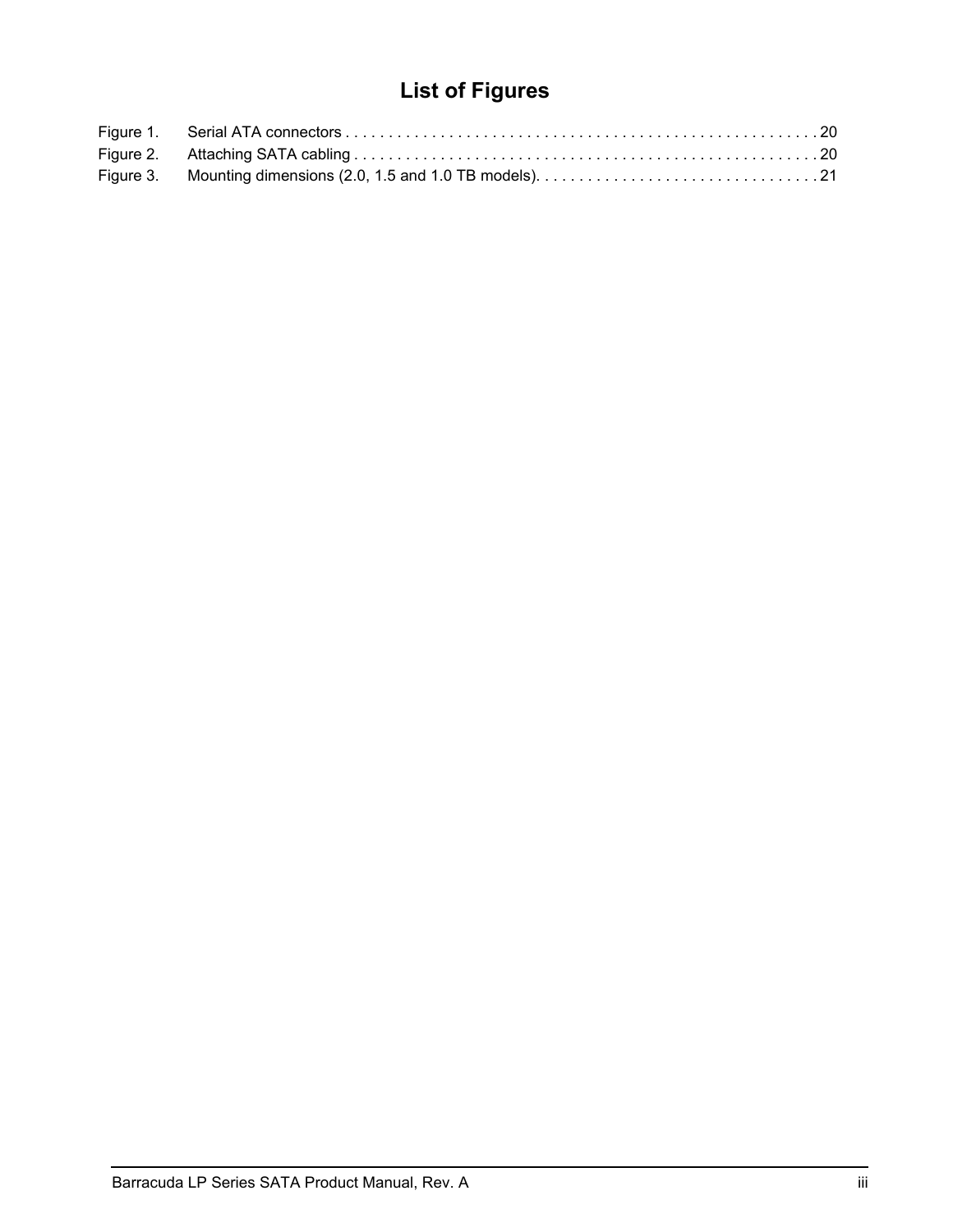# List of Figures

Figure 1. Serial ATA connectors . . . . . . . . . . . . . . . . . . . . . . . . . . . . . . . . . . . . . . . . . . . . . . . . . . . . . 20
Figure 2. Attaching SATA cabling . . . . . . . . . . . . . . . . . . . . . . . . . . . . . . . . . . . . . . . . . . . . . . . . . . . . . 20
Figure 3. Mounting dimensions (2.0, 1.5 and 1.0 TB models). . . . . . . . . . . . . . . . . . . . . . . . . . . . . . . . . 21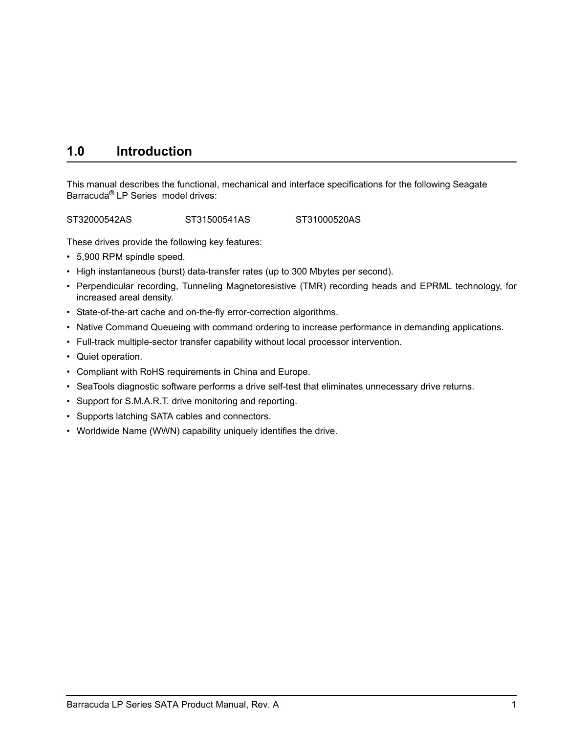# 1.0 Introduction

This manual describes the functional, mechanical and interface specifications for the following Seagate Barracuda® LP Series model drives:

ST32000542AS ST31500541AS ST31000520AS

These drives provide the following key features:

- 5,900 RPM spindle speed.
- High instantaneous (burst) data-transfer rates (up to 300 Mbytes per second).
- Perpendicular recording, Tunneling Magnetoresistive (TMR) recording heads and EPRML technology, for increased areal density.
- State-of-the-art cache and on-the-fly error-correction algorithms.
- Native Command Queueing with command ordering to increase performance in demanding applications.
- Full-track multiple-sector transfer capability without local processor intervention.
- Quiet operation.
- Compliant with RoHS requirements in China and Europe.
- SeaTools diagnostic software performs a drive self-test that eliminates unnecessary drive returns.
- Support for S.M.A.R.T. drive monitoring and reporting.
- Supports latching SATA cables and connectors.
- Worldwide Name (WWN) capability uniquely identifies the drive.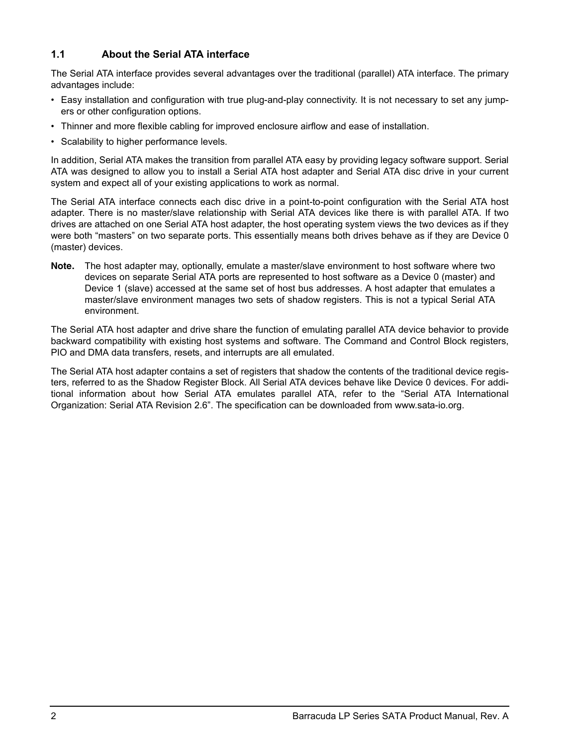## 1.1 About the Serial ATA interface

The Serial ATA interface provides several advantages over the traditional (parallel) ATA interface. The primary advantages include:

- Easy installation and configuration with true plug-and-play connectivity. It is not necessary to set any jumpers or other configuration options.
- Thinner and more flexible cabling for improved enclosure airflow and ease of installation.
- Scalability to higher performance levels.

In addition, Serial ATA makes the transition from parallel ATA easy by providing legacy software support. Serial ATA was designed to allow you to install a Serial ATA host adapter and Serial ATA disc drive in your current system and expect all of your existing applications to work as normal.

The Serial ATA interface connects each disc drive in a point-to-point configuration with the Serial ATA host adapter. There is no master/slave relationship with Serial ATA devices like there is with parallel ATA. If two drives are attached on one Serial ATA host adapter, the host operating system views the two devices as if they were both “masters” on two separate ports. This essentially means both drives behave as if they are Device 0 (master) devices.

**Note.** The host adapter may, optionally, emulate a master/slave environment to host software where two devices on separate Serial ATA ports are represented to host software as a Device 0 (master) and Device 1 (slave) accessed at the same set of host bus addresses. A host adapter that emulates a master/slave environment manages two sets of shadow registers. This is not a typical Serial ATA environment.

The Serial ATA host adapter and drive share the function of emulating parallel ATA device behavior to provide backward compatibility with existing host systems and software. The Command and Control Block registers, PIO and DMA data transfers, resets, and interrupts are all emulated.

The Serial ATA host adapter contains a set of registers that shadow the contents of the traditional device registers, referred to as the Shadow Register Block. All Serial ATA devices behave like Device 0 devices. For additional information about how Serial ATA emulates parallel ATA, refer to the “Serial ATA International Organization: Serial ATA Revision 2.6”. The specification can be downloaded from www.sata-io.org.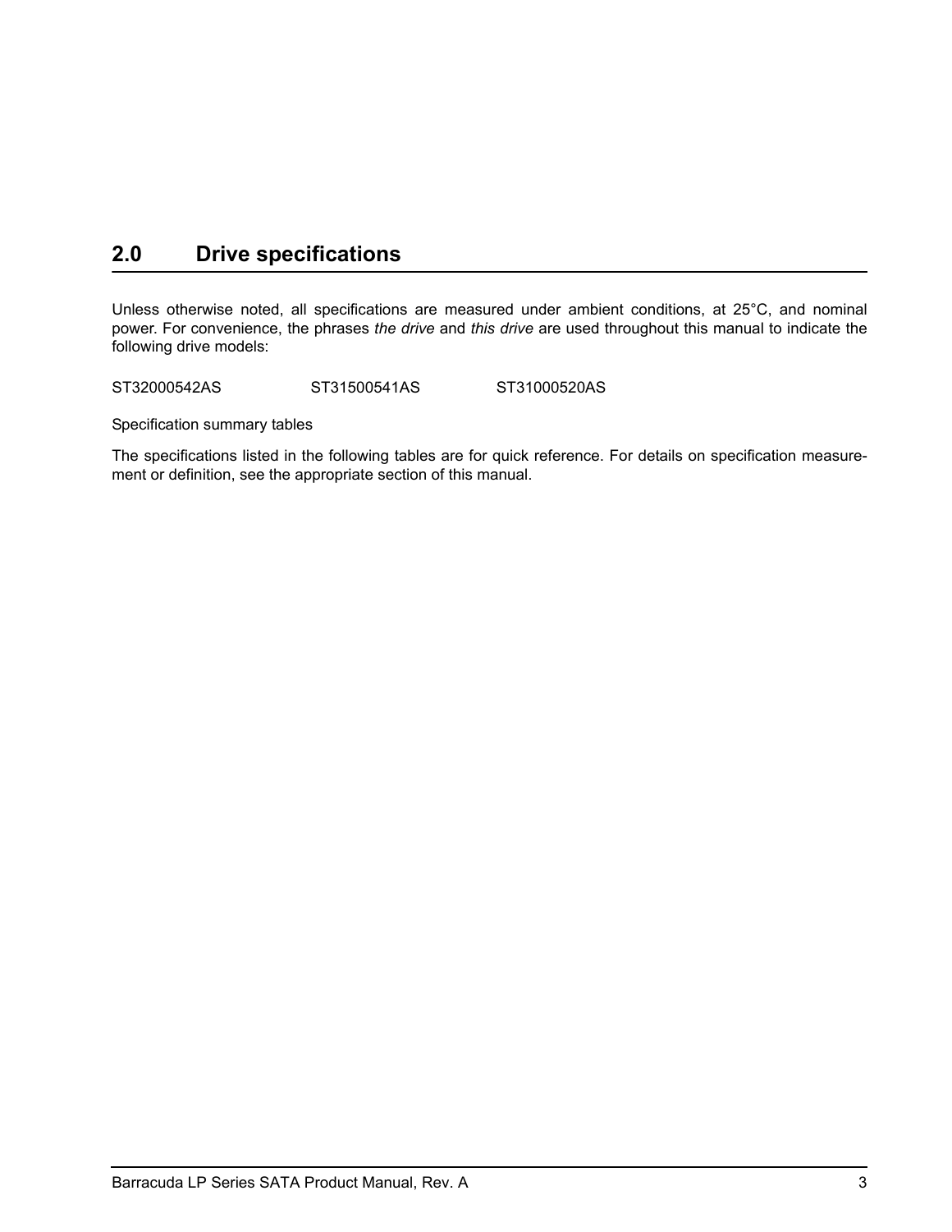## 2.0 Drive specifications

Unless otherwise noted, all specifications are measured under ambient conditions, at 25°C, and nominal power. For convenience, the phrases *the drive* and *this drive* are used throughout this manual to indicate the following drive models:

ST32000542AS ST31500541AS ST31000520AS

Specification summary tables

The specifications listed in the following tables are for quick reference. For details on specification measurement or definition, see the appropriate section of this manual.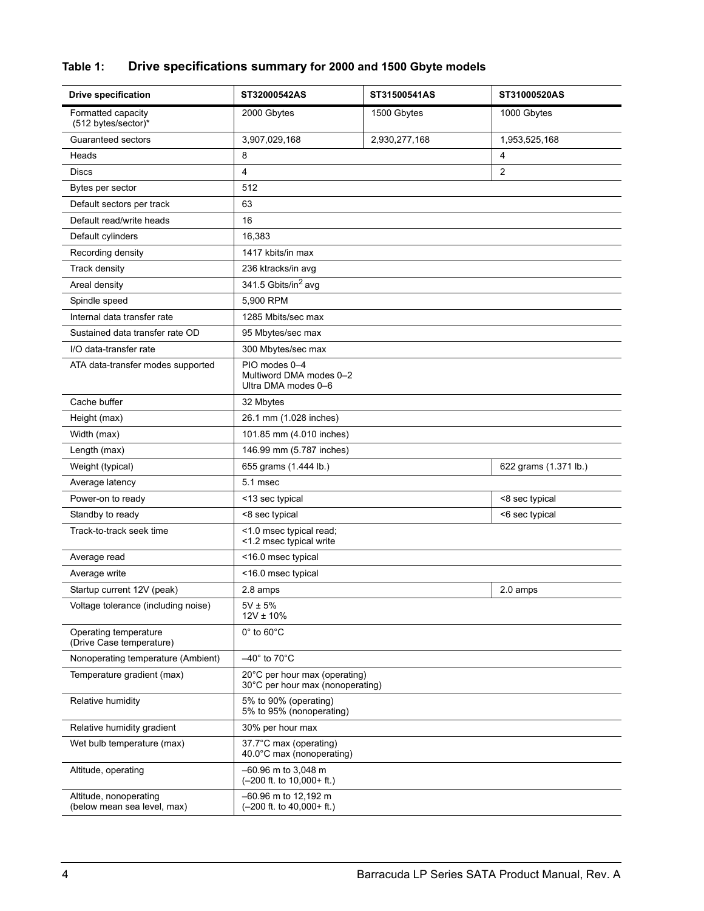**Table 1: Drive specifications summary for 2000 and 1500 Gbyte models**

| Drive specification | ST32000542AS | ST31500541AS | ST31000520AS |
|---|---|---|---|
| Formatted capacity (512 bytes/sector)* | 2000 Gbytes | 1500 Gbytes | 1000 Gbytes |
| Guaranteed sectors | 3,907,029,168 | 2,930,277,168 | 1,953,525,168 |
| Heads | 8 | | 4 |
| Discs | 4 | | 2 |
| Bytes per sector | 512 | | |
| Default sectors per track | 63 | | |
| Default read/write heads | 16 | | |
| Default cylinders | 16,383 | | |
| Recording density | 1417 kbits/in max | | |
| Track density | 236 ktracks/in avg | | |
| Areal density | 341.5 Gbits/in$^2$ avg | | |
| Spindle speed | 5,900 RPM | | |
| Internal data transfer rate | 1285 Mbits/sec max | | |
| Sustained data transfer rate OD | 95 Mbytes/sec max | | |
| I/O data-transfer rate | 300 Mbytes/sec max | | |
| ATA data-transfer modes supported | PIO modes 0–4<br>Multiword DMA modes 0–2<br>Ultra DMA modes 0–6 | | |
| Cache buffer | 32 Mbytes | | |
| Height (max) | 26.1 mm (1.028 inches) | | |
| Width (max) | 101.85 mm (4.010 inches) | | |
| Length (max) | 146.99 mm (5.787 inches) | | |
| Weight (typical) | 655 grams (1.444 lb.) | | 622 grams (1.371 lb.) |
| Average latency | 5.1 msec | | |
| Power-on to ready | <13 sec typical | | <8 sec typical |
| Standby to ready | <8 sec typical | | <6 sec typical |
| Track-to-track seek time | <1.0 msec typical read;<br><1.2 msec typical write | | |
| Average read | <16.0 msec typical | | |
| Average write | <16.0 msec typical | | |
| Startup current 12V (peak) | 2.8 amps | | 2.0 amps |
| Voltage tolerance (including noise) | 5V ± 5%<br>12V ± 10% | | |
| Operating temperature (Drive Case temperature) | 0° to 60°C | | |
| Nonoperating temperature (Ambient) | –40° to 70°C | | |
| Temperature gradient (max) | 20°C per hour max (operating)<br>30°C per hour max (nonoperating) | | |
| Relative humidity | 5% to 90% (operating)<br>5% to 95% (nonoperating) | | |
| Relative humidity gradient | 30% per hour max | | |
| Wet bulb temperature (max) | 37.7°C max (operating)<br>40.0°C max (nonoperating) | | |
| Altitude, operating | –60.96 m to 3,048 m<br>(–200 ft. to 10,000+ ft.) | | |
| Altitude, nonoperating (below mean sea level, max) | –60.96 m to 12,192 m<br>(–200 ft. to 40,000+ ft.) | | |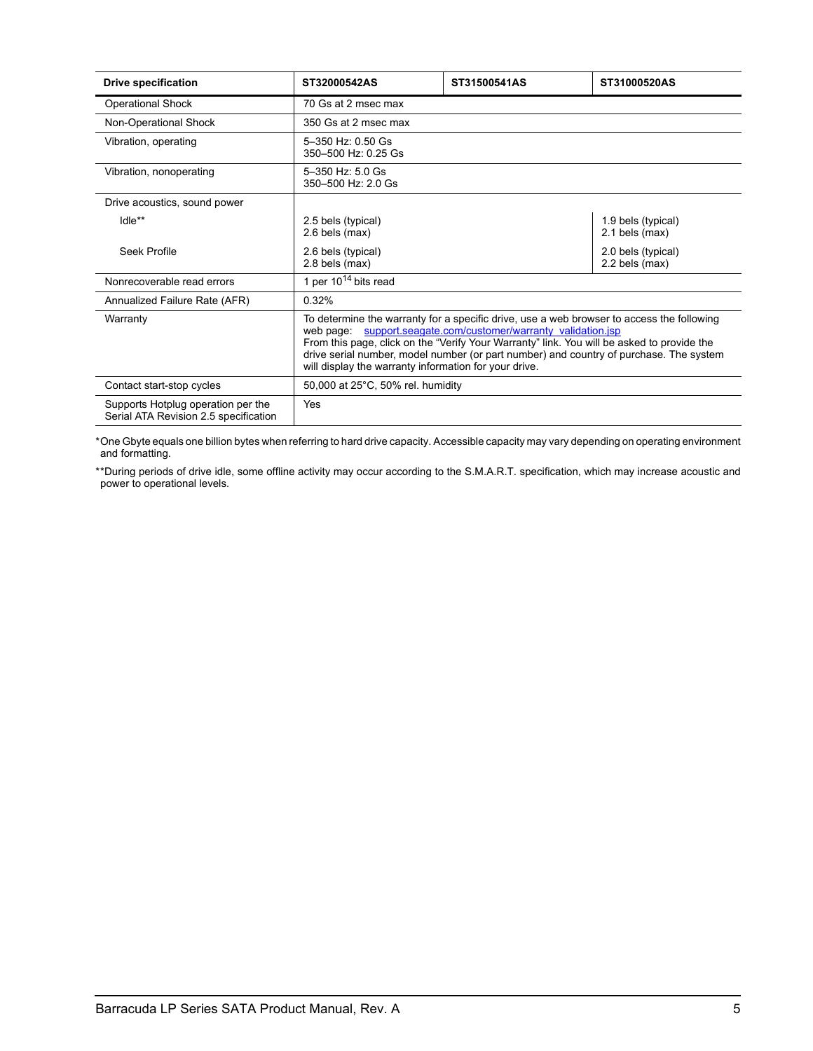| Drive specification | ST32000542AS | ST31500541AS | ST31000520AS |
| --- | --- | --- | --- |
| Operational Shock | 70 Gs at 2 msec max | | |
| Non-Operational Shock | 350 Gs at 2 msec max | | |
| Vibration, operating | 5–350 Hz: 0.50 Gs<br>350–500 Hz: 0.25 Gs | | |
| Vibration, nonoperating | 5–350 Hz: 5.0 Gs<br>350–500 Hz: 2.0 Gs | | |
| Drive acoustics, sound power | | | |
| Idle** | 2.5 bels (typical)<br>2.6 bels (max) | | 1.9 bels (typical)<br>2.1 bels (max) |
| Seek Profile | 2.6 bels (typical)<br>2.8 bels (max) | | 2.0 bels (typical)<br>2.2 bels (max) |
| Nonrecoverable read errors | 1 per $10^{14}$ bits read | | |
| Annualized Failure Rate (AFR) | 0.32% | | |
| Warranty | To determine the warranty for a specific drive, use a web browser to access the following web page: support.seagate.com/customer/warranty_validation.jsp<br>From this page, click on the “Verify Your Warranty” link. You will be asked to provide the drive serial number, model number (or part number) and country of purchase. The system will display the warranty information for your drive. | | |
| Contact start-stop cycles | 50,000 at 25°C, 50% rel. humidity | | |
| Supports Hotplug operation per the Serial ATA Revision 2.5 specification | Yes | | |

*One Gbyte equals one billion bytes when referring to hard drive capacity. Accessible capacity may vary depending on operating environment and formatting.

**During periods of drive idle, some offline activity may occur according to the S.M.A.R.T. specification, which may increase acoustic and power to operational levels.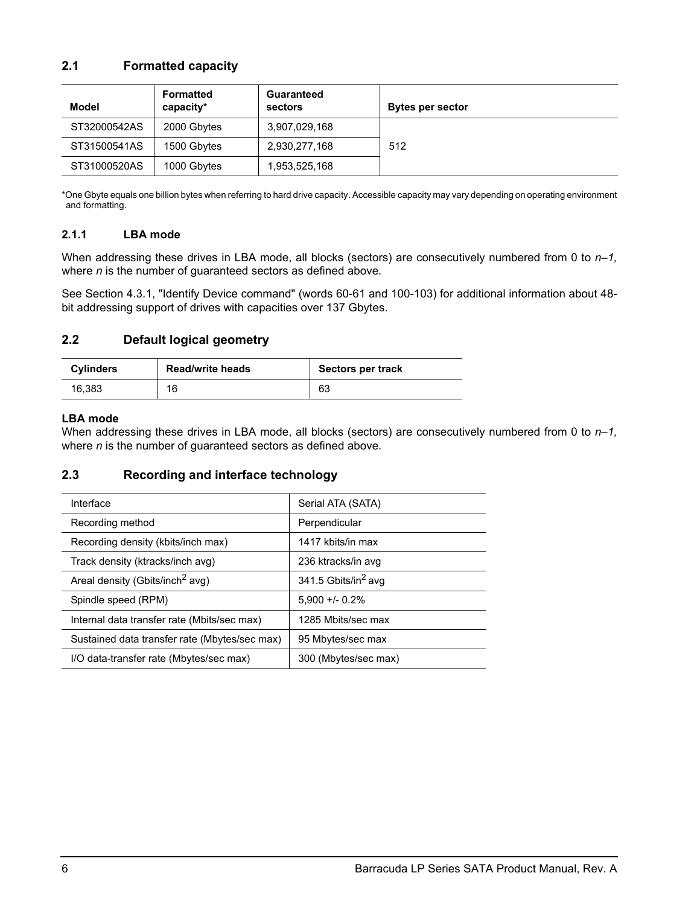## 2.1 Formatted capacity

| Model | Formatted capacity* | Guaranteed sectors | Bytes per sector |
|---|---|---|---|
| ST32000542AS | 2000 Gbytes | 3,907,029,168 | 512 |
| ST31500541AS | 1500 Gbytes | 2,930,277,168 | |
| ST31000520AS | 1000 Gbytes | 1,953,525,168 | |

*One Gbyte equals one billion bytes when referring to hard drive capacity. Accessible capacity may vary depending on operating environment and formatting.

### 2.1.1 LBA mode

When addressing these drives in LBA mode, all blocks (sectors) are consecutively numbered from 0 to *n–1,* where *n* is the number of guaranteed sectors as defined above.

See Section 4.3.1, "Identify Device command" (words 60-61 and 100-103) for additional information about 48-bit addressing support of drives with capacities over 137 Gbytes.

## 2.2 Default logical geometry

| Cylinders | Read/write heads | Sectors per track |
|---|---|---|
| 16,383 | 16 | 63 |

**LBA mode**

When addressing these drives in LBA mode, all blocks (sectors) are consecutively numbered from 0 to *n–1,* where *n* is the number of guaranteed sectors as defined above.

## 2.3 Recording and interface technology

| | |
|---|---|
| Interface | Serial ATA (SATA) |
| Recording method | Perpendicular |
| Recording density (kbits/inch max) | 1417 kbits/in max |
| Track density (ktracks/inch avg) | 236 ktracks/in avg |
| Areal density (Gbits/inch$^2$ avg) | 341.5 Gbits/in$^2$ avg |
| Spindle speed (RPM) | 5,900 +/- 0.2% |
| Internal data transfer rate (Mbits/sec max) | 1285 Mbits/sec max |
| Sustained data transfer rate (Mbytes/sec max) | 95 Mbytes/sec max |
| I/O data-transfer rate (Mbytes/sec max) | 300 (Mbytes/sec max) |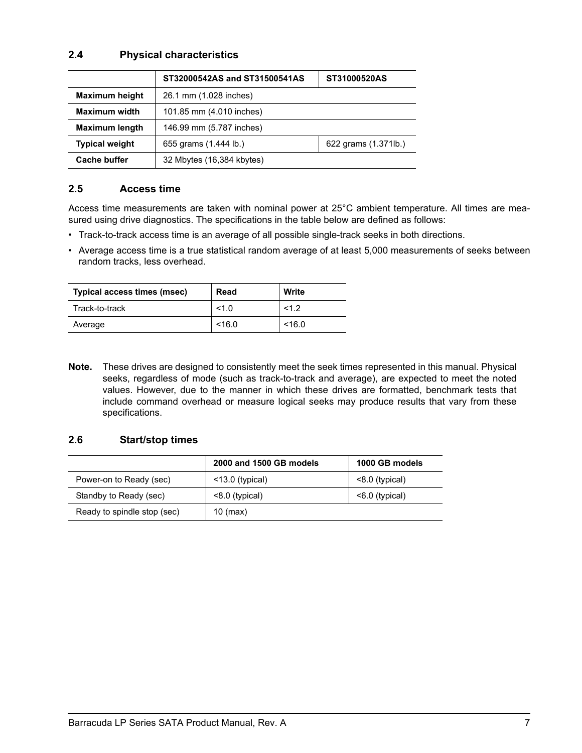## 2.4 Physical characteristics

| | ST32000542AS and ST31500541AS | ST31000520AS |
|---|---|---|
| **Maximum height** | 26.1 mm (1.028 inches) | |
| **Maximum width** | 101.85 mm (4.010 inches) | |
| **Maximum length** | 146.99 mm (5.787 inches) | |
| **Typical weight** | 655 grams (1.444 lb.) | 622 grams (1.371lb.) |
| **Cache buffer** | 32 Mbytes (16,384 kbytes) | |

## 2.5 Access time

Access time measurements are taken with nominal power at 25°C ambient temperature. All times are measured using drive diagnostics. The specifications in the table below are defined as follows:

- Track-to-track access time is an average of all possible single-track seeks in both directions.
- Average access time is a true statistical random average of at least 5,000 measurements of seeks between random tracks, less overhead.

| Typical access times (msec) | Read | Write |
|---|---|---|
| Track-to-track | <1.0 | <1.2 |
| Average | <16.0 | <16.0 |

**Note.** These drives are designed to consistently meet the seek times represented in this manual. Physical seeks, regardless of mode (such as track-to-track and average), are expected to meet the noted values. However, due to the manner in which these drives are formatted, benchmark tests that include command overhead or measure logical seeks may produce results that vary from these specifications.

## 2.6 Start/stop times

| | 2000 and 1500 GB models | 1000 GB models |
|---|---|---|
| Power-on to Ready (sec) | <13.0 (typical) | <8.0 (typical) |
| Standby to Ready (sec) | <8.0 (typical) | <6.0 (typical) |
| Ready to spindle stop (sec) | 10 (max) | |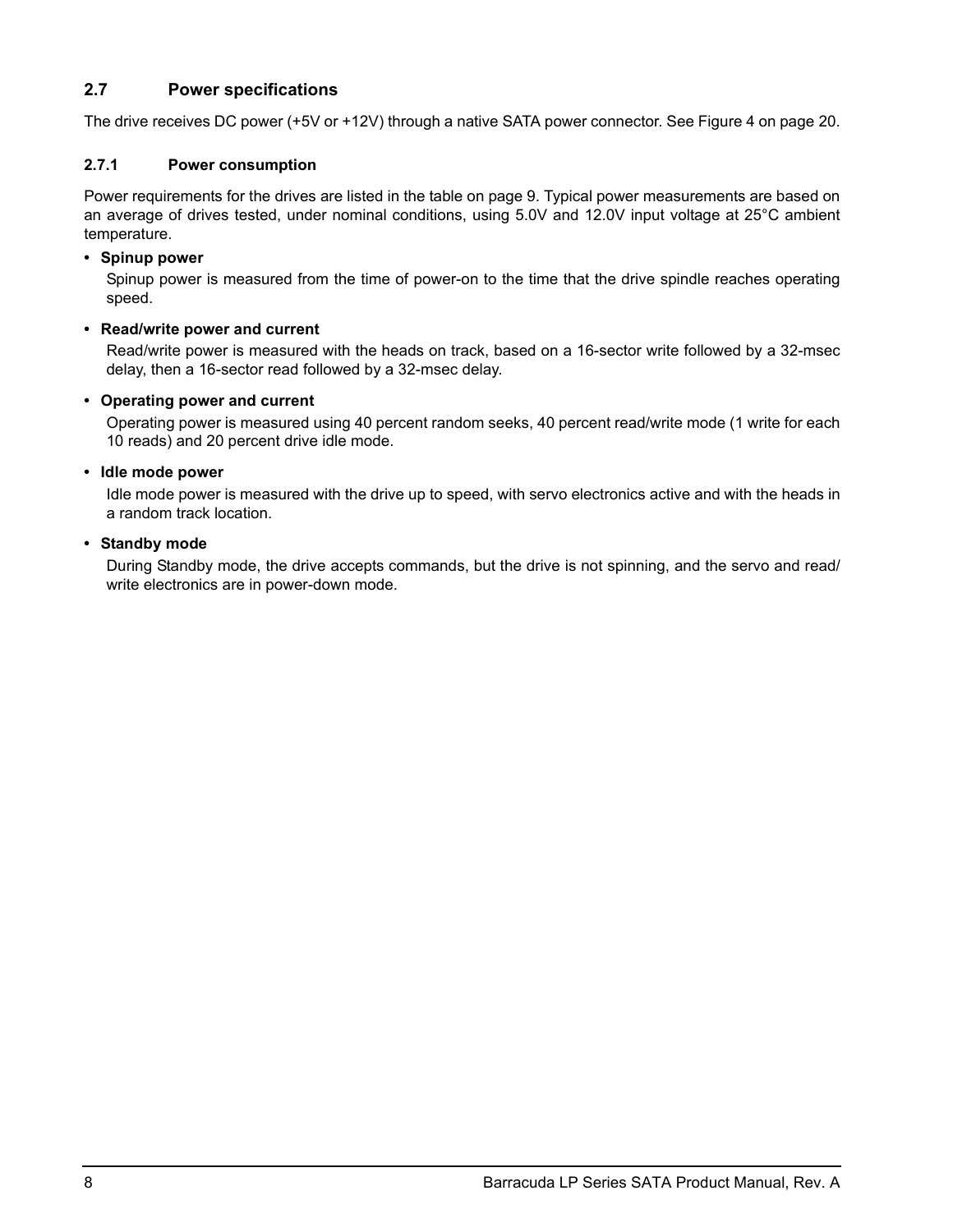## 2.7 Power specifications

The drive receives DC power (+5V or +12V) through a native SATA power connector. See Figure 4 on page 20.

### 2.7.1 Power consumption

Power requirements for the drives are listed in the table on page 9. Typical power measurements are based on an average of drives tested, under nominal conditions, using 5.0V and 12.0V input voltage at 25°C ambient temperature.

- **Spinup power**

  Spinup power is measured from the time of power-on to the time that the drive spindle reaches operating speed.

- **Read/write power and current**

  Read/write power is measured with the heads on track, based on a 16-sector write followed by a 32-msec delay, then a 16-sector read followed by a 32-msec delay.

- **Operating power and current**

  Operating power is measured using 40 percent random seeks, 40 percent read/write mode (1 write for each 10 reads) and 20 percent drive idle mode.

- **Idle mode power**

  Idle mode power is measured with the drive up to speed, with servo electronics active and with the heads in a random track location.

- **Standby mode**

  During Standby mode, the drive accepts commands, but the drive is not spinning, and the servo and read/write electronics are in power-down mode.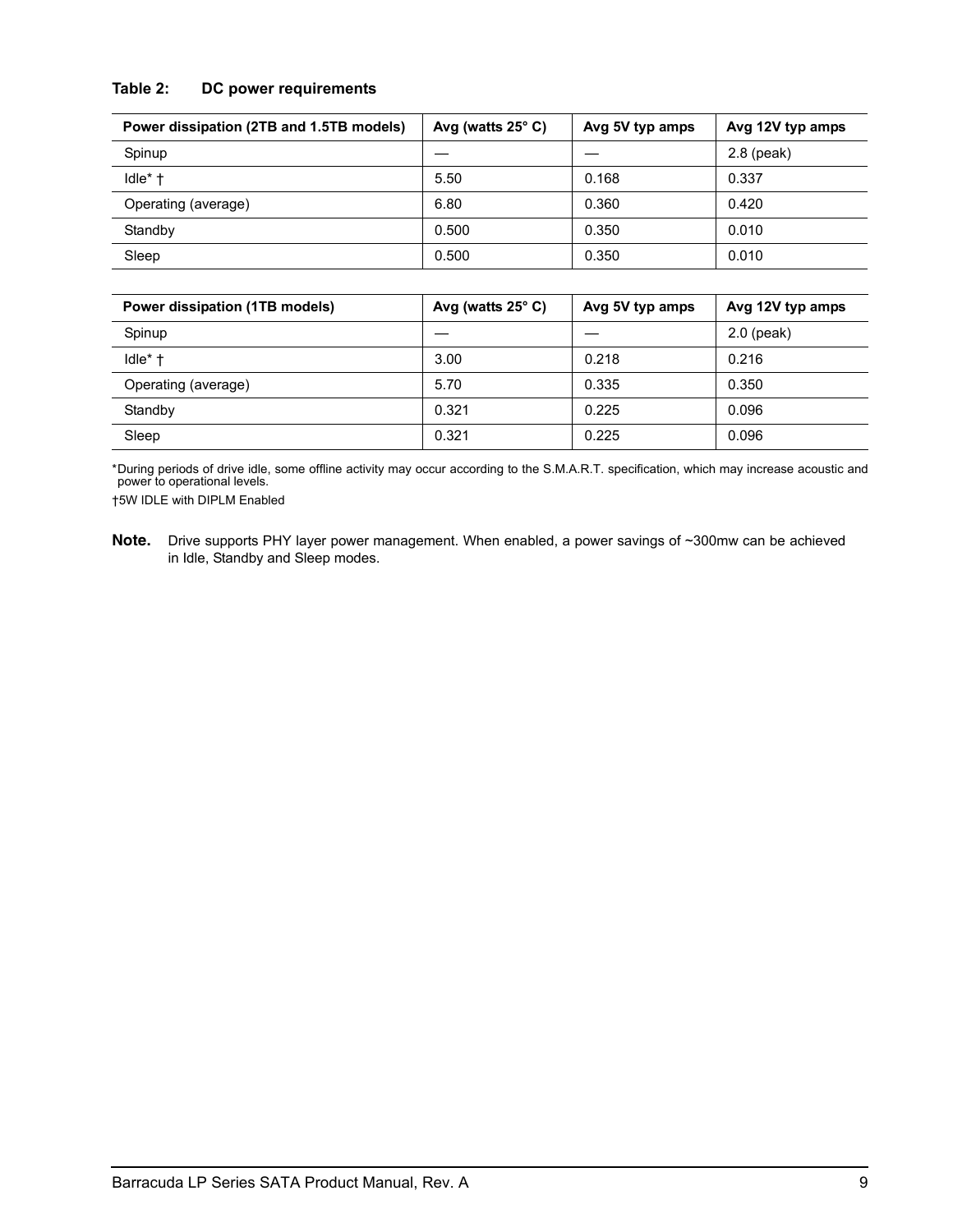**Table 2: DC power requirements**

| Power dissipation (2TB and 1.5TB models) | Avg (watts 25° C) | Avg 5V typ amps | Avg 12V typ amps |
|---|---|---|---|
| Spinup | — | — | 2.8 (peak) |
| Idle* † | 5.50 | 0.168 | 0.337 |
| Operating (average) | 6.80 | 0.360 | 0.420 |
| Standby | 0.500 | 0.350 | 0.010 |
| Sleep | 0.500 | 0.350 | 0.010 |

| Power dissipation (1TB models) | Avg (watts 25° C) | Avg 5V typ amps | Avg 12V typ amps |
|---|---|---|---|
| Spinup | — | — | 2.0 (peak) |
| Idle* † | 3.00 | 0.218 | 0.216 |
| Operating (average) | 5.70 | 0.335 | 0.350 |
| Standby | 0.321 | 0.225 | 0.096 |
| Sleep | 0.321 | 0.225 | 0.096 |

*During periods of drive idle, some offline activity may occur according to the S.M.A.R.T. specification, which may increase acoustic and power to operational levels.

†5W IDLE with DIPLM Enabled

**Note.** Drive supports PHY layer power management. When enabled, a power savings of ~300mw can be achieved in Idle, Standby and Sleep modes.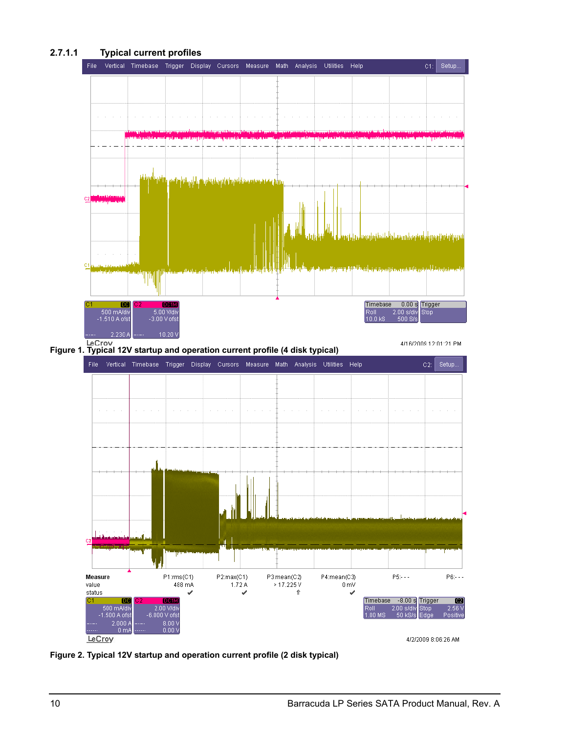### 2.7.1.1 Typical current profiles

**Figure 1. Typical 12V startup and operation current profile (4 disk typical)**

**Figure 2. Typical 12V startup and operation current profile (2 disk typical)**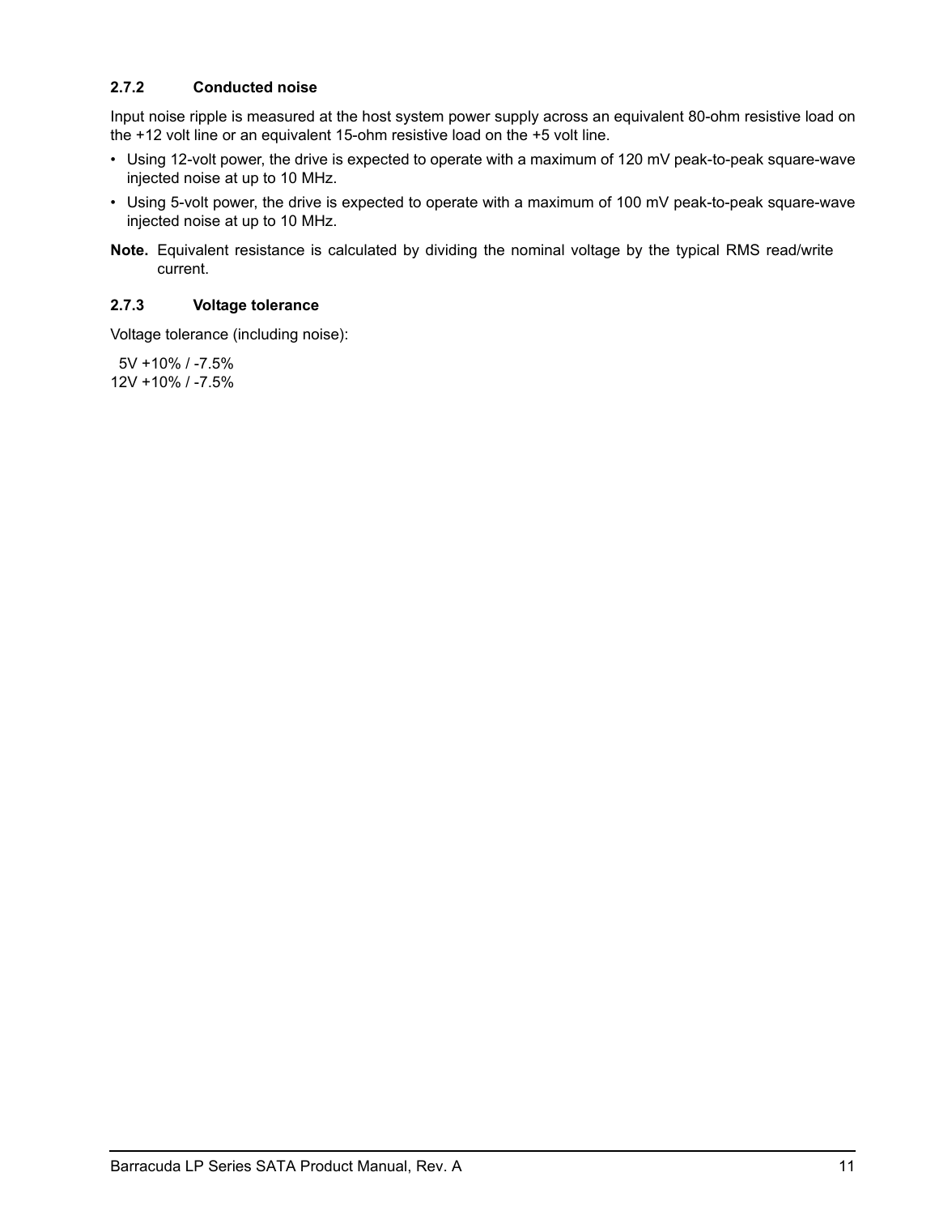### 2.7.2 Conducted noise

Input noise ripple is measured at the host system power supply across an equivalent 80-ohm resistive load on the +12 volt line or an equivalent 15-ohm resistive load on the +5 volt line.

- Using 12-volt power, the drive is expected to operate with a maximum of 120 mV peak-to-peak square-wave injected noise at up to 10 MHz.
- Using 5-volt power, the drive is expected to operate with a maximum of 100 mV peak-to-peak square-wave injected noise at up to 10 MHz.

**Note.** Equivalent resistance is calculated by dividing the nominal voltage by the typical RMS read/write current.

### 2.7.3 Voltage tolerance

Voltage tolerance (including noise):

5V +10% / -7.5%
12V +10% / -7.5%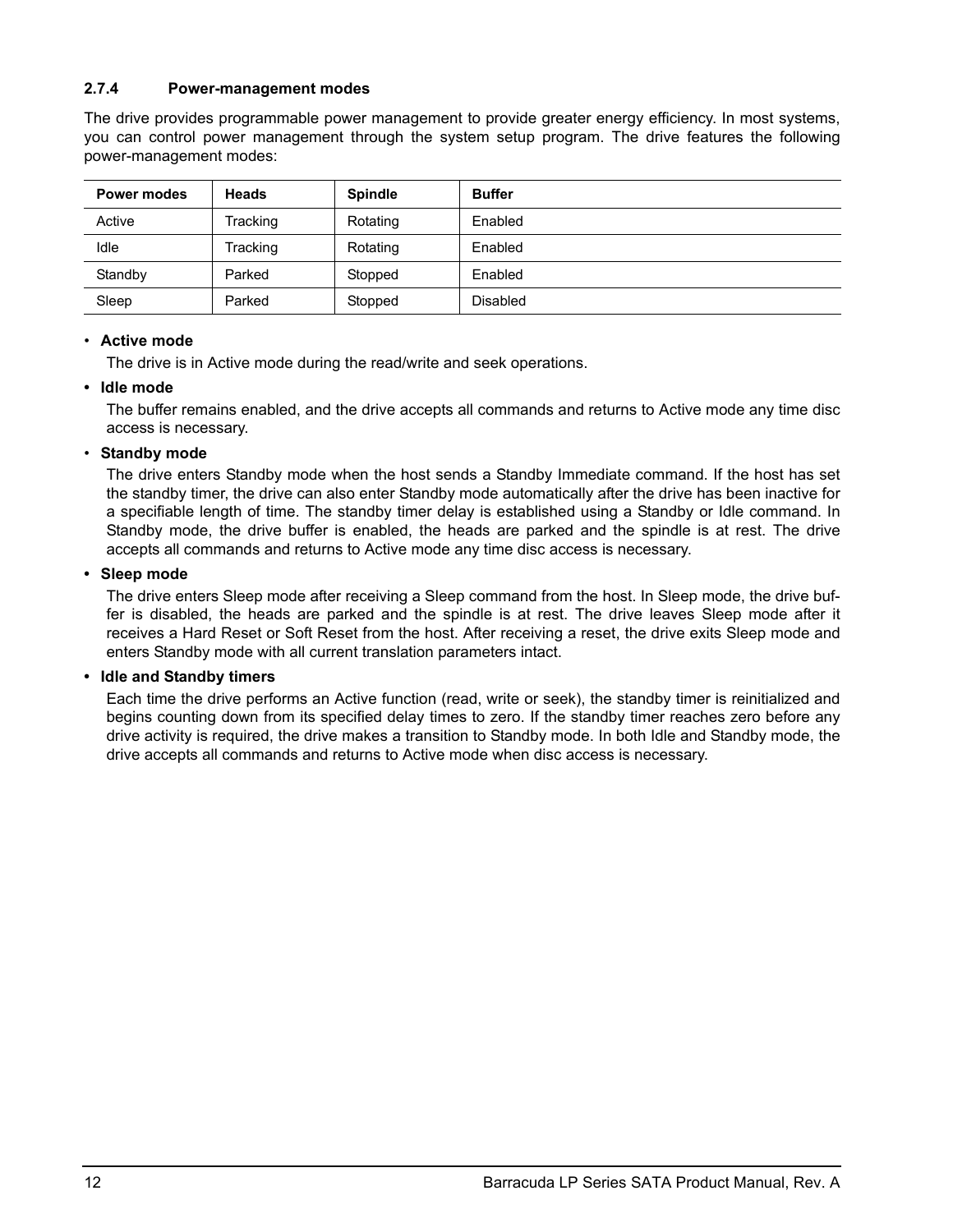### 2.7.4 Power-management modes

The drive provides programmable power management to provide greater energy efficiency. In most systems, you can control power management through the system setup program. The drive features the following power-management modes:

| Power modes | Heads | Spindle | Buffer |
|---|---|---|---|
| Active | Tracking | Rotating | Enabled |
| Idle | Tracking | Rotating | Enabled |
| Standby | Parked | Stopped | Enabled |
| Sleep | Parked | Stopped | Disabled |

- **Active mode**

  The drive is in Active mode during the read/write and seek operations.

- **Idle mode**

  The buffer remains enabled, and the drive accepts all commands and returns to Active mode any time disc access is necessary.

- **Standby mode**

  The drive enters Standby mode when the host sends a Standby Immediate command. If the host has set the standby timer, the drive can also enter Standby mode automatically after the drive has been inactive for a specifiable length of time. The standby timer delay is established using a Standby or Idle command. In Standby mode, the drive buffer is enabled, the heads are parked and the spindle is at rest. The drive accepts all commands and returns to Active mode any time disc access is necessary.

- **Sleep mode**

  The drive enters Sleep mode after receiving a Sleep command from the host. In Sleep mode, the drive buffer is disabled, the heads are parked and the spindle is at rest. The drive leaves Sleep mode after it receives a Hard Reset or Soft Reset from the host. After receiving a reset, the drive exits Sleep mode and enters Standby mode with all current translation parameters intact.

- **Idle and Standby timers**

  Each time the drive performs an Active function (read, write or seek), the standby timer is reinitialized and begins counting down from its specified delay times to zero. If the standby timer reaches zero before any drive activity is required, the drive makes a transition to Standby mode. In both Idle and Standby mode, the drive accepts all commands and returns to Active mode when disc access is necessary.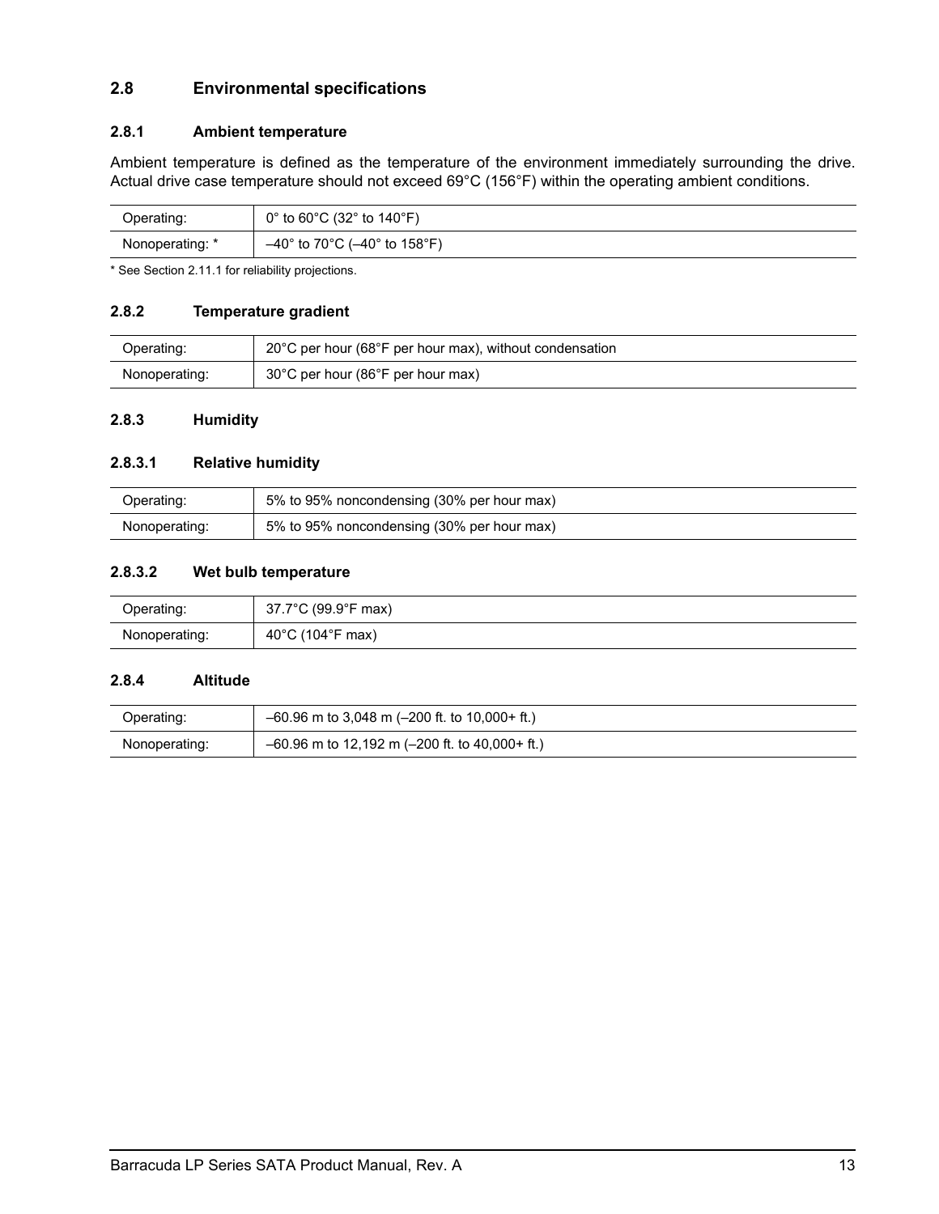## 2.8 Environmental specifications

### 2.8.1 Ambient temperature

Ambient temperature is defined as the temperature of the environment immediately surrounding the drive. Actual drive case temperature should not exceed 69°C (156°F) within the operating ambient conditions.

| | |
|---|---|
| Operating: | 0° to 60°C (32° to 140°F) |
| Nonoperating: * | –40° to 70°C (–40° to 158°F) |

* See Section 2.11.1 for reliability projections.

### 2.8.2 Temperature gradient

| | |
|---|---|
| Operating: | 20°C per hour (68°F per hour max), without condensation |
| Nonoperating: | 30°C per hour (86°F per hour max) |

### 2.8.3 Humidity

#### 2.8.3.1 Relative humidity

| | |
|---|---|
| Operating: | 5% to 95% noncondensing (30% per hour max) |
| Nonoperating: | 5% to 95% noncondensing (30% per hour max) |

#### 2.8.3.2 Wet bulb temperature

| | |
|---|---|
| Operating: | 37.7°C (99.9°F max) |
| Nonoperating: | 40°C (104°F max) |

### 2.8.4 Altitude

| | |
|---|---|
| Operating: | –60.96 m to 3,048 m (–200 ft. to 10,000+ ft.) |
| Nonoperating: | –60.96 m to 12,192 m (–200 ft. to 40,000+ ft.) |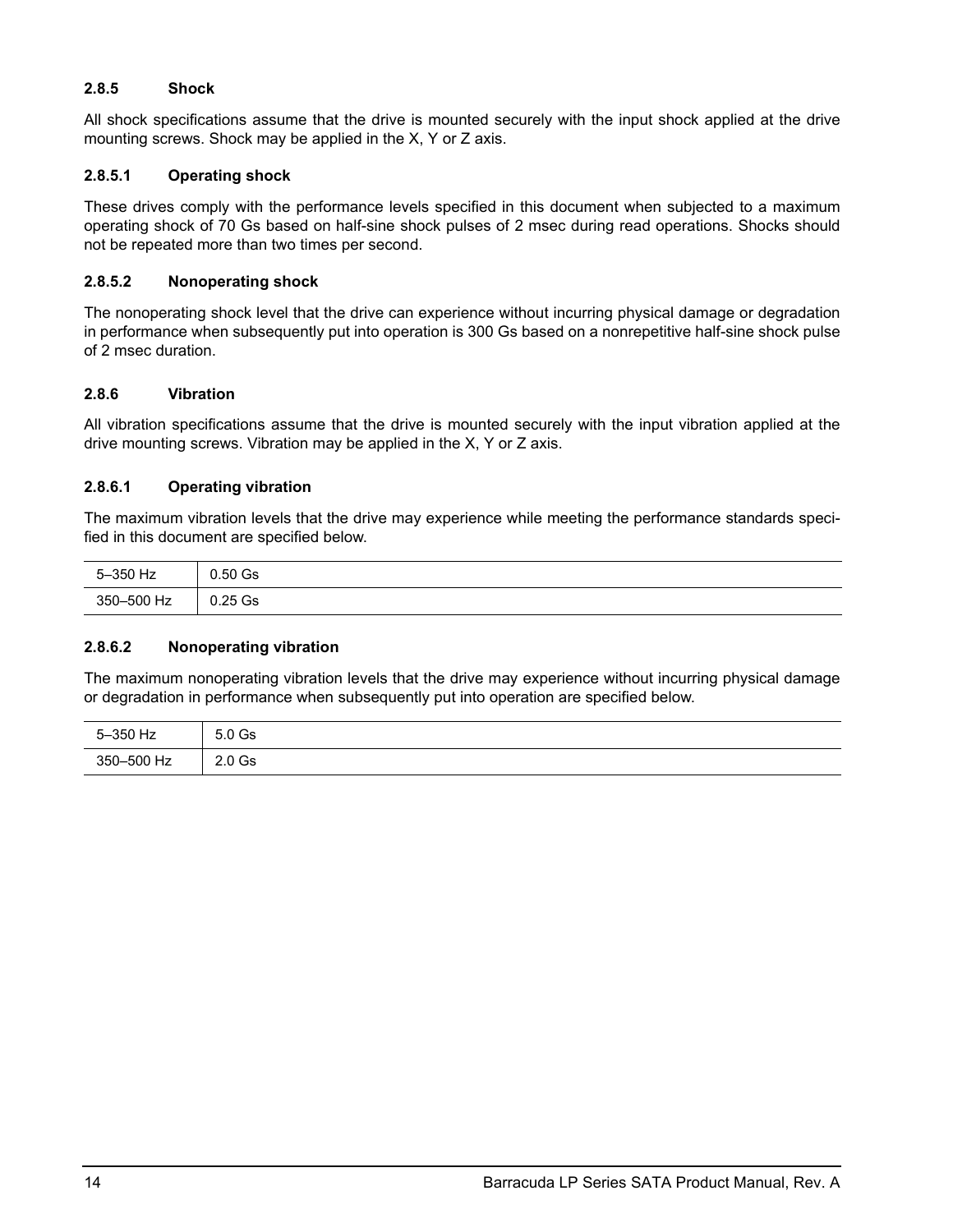### 2.8.5 Shock

All shock specifications assume that the drive is mounted securely with the input shock applied at the drive mounting screws. Shock may be applied in the X, Y or Z axis.

#### 2.8.5.1 Operating shock

These drives comply with the performance levels specified in this document when subjected to a maximum operating shock of 70 Gs based on half-sine shock pulses of 2 msec during read operations. Shocks should not be repeated more than two times per second.

#### 2.8.5.2 Nonoperating shock

The nonoperating shock level that the drive can experience without incurring physical damage or degradation in performance when subsequently put into operation is 300 Gs based on a nonrepetitive half-sine shock pulse of 2 msec duration.

### 2.8.6 Vibration

All vibration specifications assume that the drive is mounted securely with the input vibration applied at the drive mounting screws. Vibration may be applied in the X, Y or Z axis.

#### 2.8.6.1 Operating vibration

The maximum vibration levels that the drive may experience while meeting the performance standards specified in this document are specified below.

| | |
|---|---|
| 5–350 Hz | 0.50 Gs |
| 350–500 Hz | 0.25 Gs |

#### 2.8.6.2 Nonoperating vibration

The maximum nonoperating vibration levels that the drive may experience without incurring physical damage or degradation in performance when subsequently put into operation are specified below.

| | |
|---|---|
| 5–350 Hz | 5.0 Gs |
| 350–500 Hz | 2.0 Gs |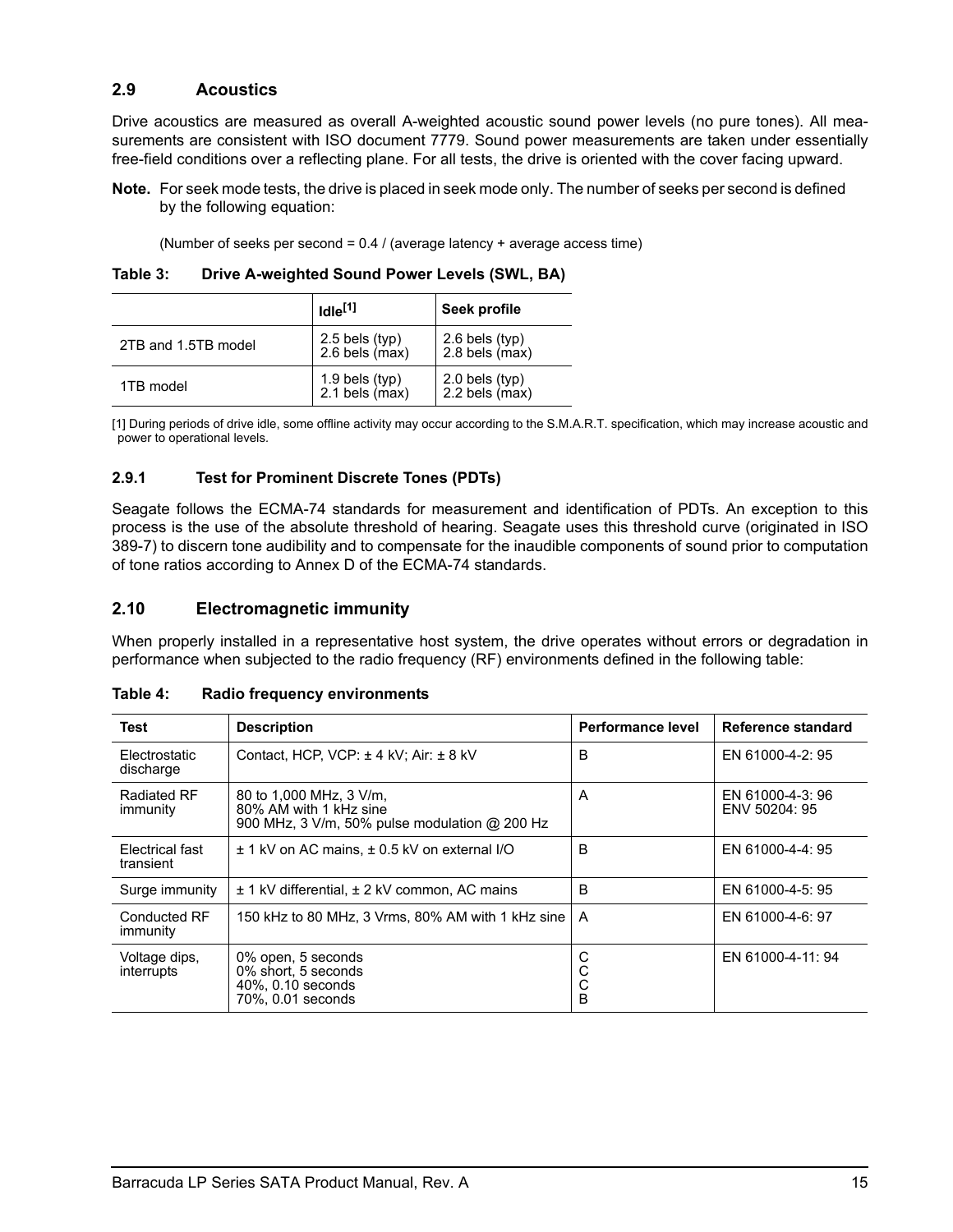## 2.9 Acoustics

Drive acoustics are measured as overall A-weighted acoustic sound power levels (no pure tones). All measurements are consistent with ISO document 7779. Sound power measurements are taken under essentially free-field conditions over a reflecting plane. For all tests, the drive is oriented with the cover facing upward.

**Note.** For seek mode tests, the drive is placed in seek mode only. The number of seeks per second is defined by the following equation:

(Number of seeks per second = 0.4 / (average latency + average access time)

**Table 3: Drive A-weighted Sound Power Levels (SWL, BA)**

| | Idle[1] | Seek profile |
|---|---|---|
| 2TB and 1.5TB model | 2.5 bels (typ)<br>2.6 bels (max) | 2.6 bels (typ)<br>2.8 bels (max) |
| 1TB model | 1.9 bels (typ)<br>2.1 bels (max) | 2.0 bels (typ)<br>2.2 bels (max) |

[1] During periods of drive idle, some offline activity may occur according to the S.M.A.R.T. specification, which may increase acoustic and power to operational levels.

### 2.9.1 Test for Prominent Discrete Tones (PDTs)

Seagate follows the ECMA-74 standards for measurement and identification of PDTs. An exception to this process is the use of the absolute threshold of hearing. Seagate uses this threshold curve (originated in ISO 389-7) to discern tone audibility and to compensate for the inaudible components of sound prior to computation of tone ratios according to Annex D of the ECMA-74 standards.

## 2.10 Electromagnetic immunity

When properly installed in a representative host system, the drive operates without errors or degradation in performance when subjected to the radio frequency (RF) environments defined in the following table:

**Table 4: Radio frequency environments**

| Test | Description | Performance level | Reference standard |
|---|---|---|---|
| Electrostatic discharge | Contact, HCP, VCP: ± 4 kV; Air: ± 8 kV | B | EN 61000-4-2: 95 |
| Radiated RF immunity | 80 to 1,000 MHz, 3 V/m,<br>80% AM with 1 kHz sine<br>900 MHz, 3 V/m, 50% pulse modulation @ 200 Hz | A | EN 61000-4-3: 96<br>ENV 50204: 95 |
| Electrical fast transient | ± 1 kV on AC mains, ± 0.5 kV on external I/O | B | EN 61000-4-4: 95 |
| Surge immunity | ± 1 kV differential, ± 2 kV common, AC mains | B | EN 61000-4-5: 95 |
| Conducted RF immunity | 150 kHz to 80 MHz, 3 Vrms, 80% AM with 1 kHz sine | A | EN 61000-4-6: 97 |
| Voltage dips, interrupts | 0% open, 5 seconds<br>0% short, 5 seconds<br>40%, 0.10 seconds<br>70%, 0.01 seconds | C<br>C<br>C<br>B | EN 61000-4-11: 94 |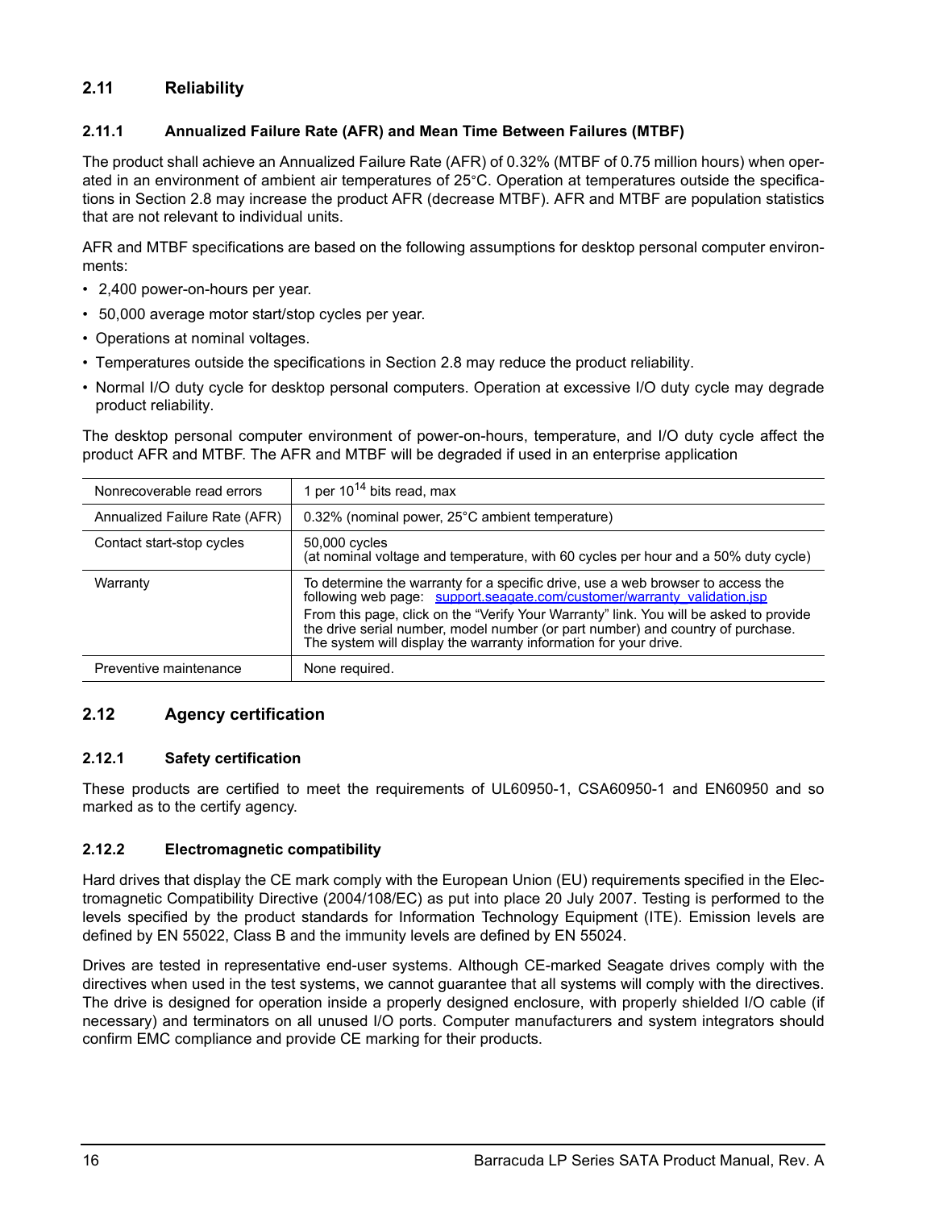## 2.11 Reliability

### 2.11.1 Annualized Failure Rate (AFR) and Mean Time Between Failures (MTBF)

The product shall achieve an Annualized Failure Rate (AFR) of 0.32% (MTBF of 0.75 million hours) when operated in an environment of ambient air temperatures of 25°C. Operation at temperatures outside the specifications in Section 2.8 may increase the product AFR (decrease MTBF). AFR and MTBF are population statistics that are not relevant to individual units.

AFR and MTBF specifications are based on the following assumptions for desktop personal computer environments:

- 2,400 power-on-hours per year.
- 50,000 average motor start/stop cycles per year.
- Operations at nominal voltages.
- Temperatures outside the specifications in Section 2.8 may reduce the product reliability.
- Normal I/O duty cycle for desktop personal computers. Operation at excessive I/O duty cycle may degrade product reliability.

The desktop personal computer environment of power-on-hours, temperature, and I/O duty cycle affect the product AFR and MTBF. The AFR and MTBF will be degraded if used in an enterprise application

| | |
|---|---|
| Nonrecoverable read errors | 1 per $10^{14}$ bits read, max |
| Annualized Failure Rate (AFR) | 0.32% (nominal power, 25°C ambient temperature) |
| Contact start-stop cycles | 50,000 cycles<br>(at nominal voltage and temperature, with 60 cycles per hour and a 50% duty cycle) |
| Warranty | To determine the warranty for a specific drive, use a web browser to access the following web page: support.seagate.com/customer/warranty_validation.jsp<br>From this page, click on the "Verify Your Warranty" link. You will be asked to provide the drive serial number, model number (or part number) and country of purchase. The system will display the warranty information for your drive. |
| Preventive maintenance | None required. |

## 2.12 Agency certification

### 2.12.1 Safety certification

These products are certified to meet the requirements of UL60950-1, CSA60950-1 and EN60950 and so marked as to the certify agency.

### 2.12.2 Electromagnetic compatibility

Hard drives that display the CE mark comply with the European Union (EU) requirements specified in the Electromagnetic Compatibility Directive (2004/108/EC) as put into place 20 July 2007. Testing is performed to the levels specified by the product standards for Information Technology Equipment (ITE). Emission levels are defined by EN 55022, Class B and the immunity levels are defined by EN 55024.

Drives are tested in representative end-user systems. Although CE-marked Seagate drives comply with the directives when used in the test systems, we cannot guarantee that all systems will comply with the directives. The drive is designed for operation inside a properly designed enclosure, with properly shielded I/O cable (if necessary) and terminators on all unused I/O ports. Computer manufacturers and system integrators should confirm EMC compliance and provide CE marking for their products.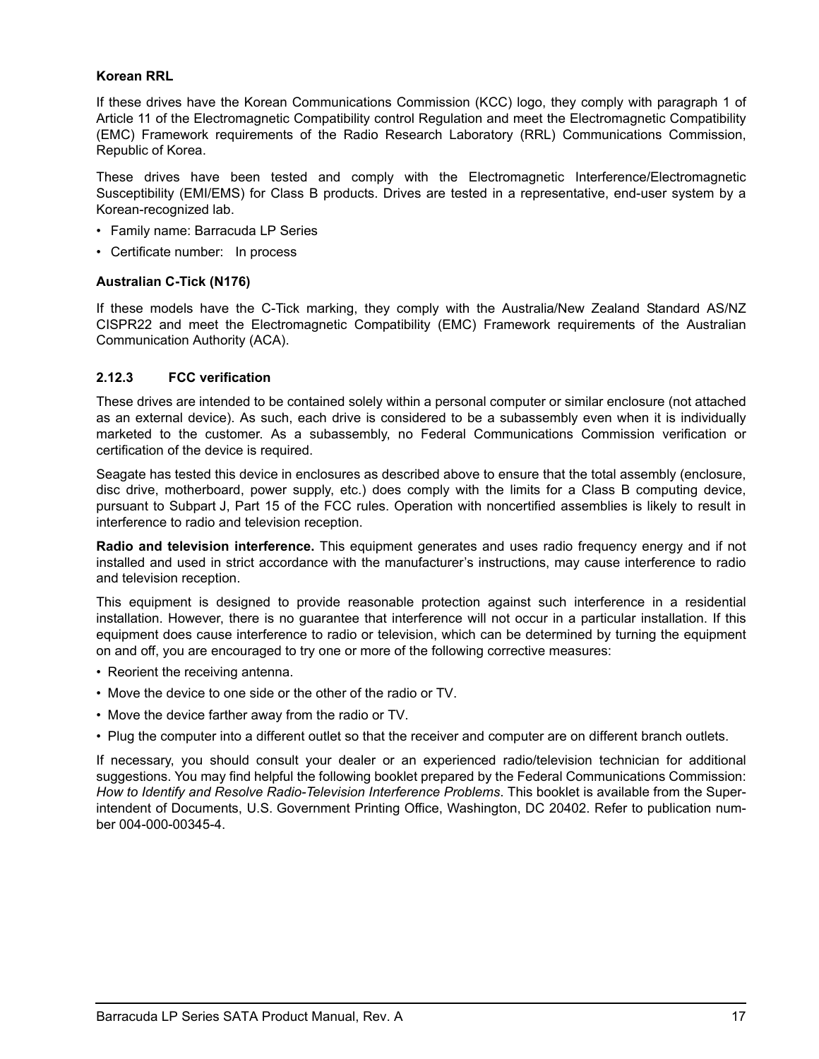**Korean RRL**

If these drives have the Korean Communications Commission (KCC) logo, they comply with paragraph 1 of Article 11 of the Electromagnetic Compatibility control Regulation and meet the Electromagnetic Compatibility (EMC) Framework requirements of the Radio Research Laboratory (RRL) Communications Commission, Republic of Korea.

These drives have been tested and comply with the Electromagnetic Interference/Electromagnetic Susceptibility (EMI/EMS) for Class B products. Drives are tested in a representative, end-user system by a Korean-recognized lab.

- Family name: Barracuda LP Series
- Certificate number: In process

**Australian C-Tick (N176)**

If these models have the C-Tick marking, they comply with the Australia/New Zealand Standard AS/NZ CISPR22 and meet the Electromagnetic Compatibility (EMC) Framework requirements of the Australian Communication Authority (ACA).

### 2.12.3 FCC verification

These drives are intended to be contained solely within a personal computer or similar enclosure (not attached as an external device). As such, each drive is considered to be a subassembly even when it is individually marketed to the customer. As a subassembly, no Federal Communications Commission verification or certification of the device is required.

Seagate has tested this device in enclosures as described above to ensure that the total assembly (enclosure, disc drive, motherboard, power supply, etc.) does comply with the limits for a Class B computing device, pursuant to Subpart J, Part 15 of the FCC rules. Operation with noncertified assemblies is likely to result in interference to radio and television reception.

**Radio and television interference.** This equipment generates and uses radio frequency energy and if not installed and used in strict accordance with the manufacturer's instructions, may cause interference to radio and television reception.

This equipment is designed to provide reasonable protection against such interference in a residential installation. However, there is no guarantee that interference will not occur in a particular installation. If this equipment does cause interference to radio or television, which can be determined by turning the equipment on and off, you are encouraged to try one or more of the following corrective measures:

- Reorient the receiving antenna.
- Move the device to one side or the other of the radio or TV.
- Move the device farther away from the radio or TV.
- Plug the computer into a different outlet so that the receiver and computer are on different branch outlets.

If necessary, you should consult your dealer or an experienced radio/television technician for additional suggestions. You may find helpful the following booklet prepared by the Federal Communications Commission: *How to Identify and Resolve Radio-Television Interference Problems*. This booklet is available from the Superintendent of Documents, U.S. Government Printing Office, Washington, DC 20402. Refer to publication number 004-000-00345-4.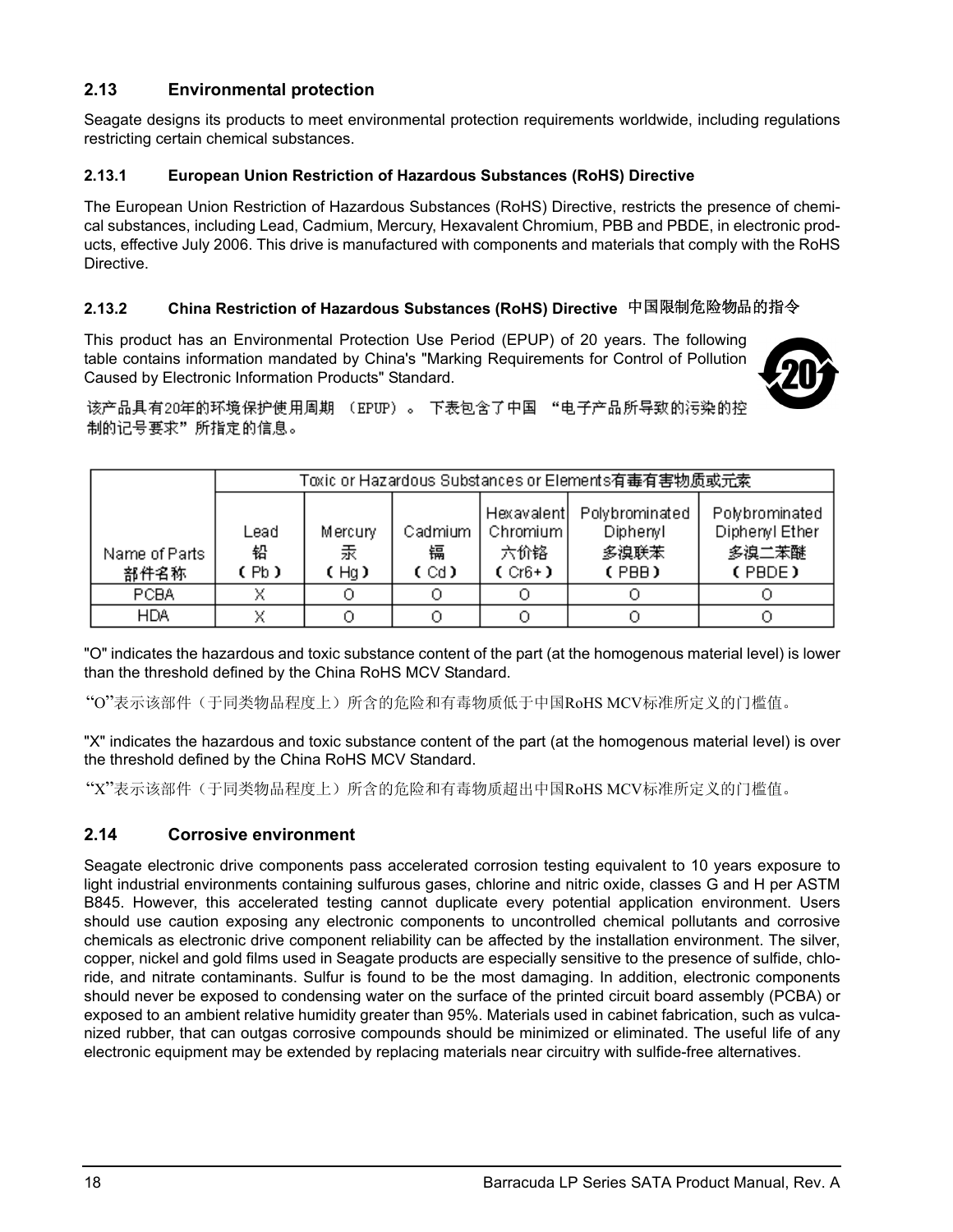## 2.13 Environmental protection

Seagate designs its products to meet environmental protection requirements worldwide, including regulations restricting certain chemical substances.

### 2.13.1 European Union Restriction of Hazardous Substances (RoHS) Directive

The European Union Restriction of Hazardous Substances (RoHS) Directive, restricts the presence of chemical substances, including Lead, Cadmium, Mercury, Hexavalent Chromium, PBB and PBDE, in electronic products, effective July 2006. This drive is manufactured with components and materials that comply with the RoHS Directive.

### 2.13.2 China Restriction of Hazardous Substances (RoHS) Directive 中国限制危险物品的指令

This product has an Environmental Protection Use Period (EPUP) of 20 years. The following table contains information mandated by China's "Marking Requirements for Control of Pollution Caused by Electronic Information Products" Standard.

该产品具有20年的环境保护使用周期 （EPUP）。 下表包含了中国 “电子产品所导致的污染的控制的记号要求” 所指定的信息。

| Name of Parts 部件名称 | Toxic or Hazardous Substances or Elements有毒有害物质或元素 | | | | | |
|---|---|---|---|---|---|---|
| | Lead 铅 (Pb) | Mercury 汞 (Hg) | Cadmium 镉 (Cd) | Hexavalent Chromium 六价铬 (Cr6+) | Polybrominated Diphenyl 多溴联苯 (PBB) | Polybrominated Diphenyl Ether 多溴二苯醚 (PBDE) |
| PCBA | X | O | O | O | O | O |
| HDA | X | O | O | O | O | O |

"O" indicates the hazardous and toxic substance content of the part (at the homogenous material level) is lower than the threshold defined by the China RoHS MCV Standard.

“O”表示该部件（于同类物品程度上）所含的危险和有毒物质低于中国RoHS MCV标准所定义的门槛值。

"X" indicates the hazardous and toxic substance content of the part (at the homogenous material level) is over the threshold defined by the China RoHS MCV Standard.

“X”表示该部件（于同类物品程度上）所含的危险和有毒物质超出中国RoHS MCV标准所定义的门槛值。

## 2.14 Corrosive environment

Seagate electronic drive components pass accelerated corrosion testing equivalent to 10 years exposure to light industrial environments containing sulfurous gases, chlorine and nitric oxide, classes G and H per ASTM B845. However, this accelerated testing cannot duplicate every potential application environment. Users should use caution exposing any electronic components to uncontrolled chemical pollutants and corrosive chemicals as electronic drive component reliability can be affected by the installation environment. The silver, copper, nickel and gold films used in Seagate products are especially sensitive to the presence of sulfide, chloride, and nitrate contaminants. Sulfur is found to be the most damaging. In addition, electronic components should never be exposed to condensing water on the surface of the printed circuit board assembly (PCBA) or exposed to an ambient relative humidity greater than 95%. Materials used in cabinet fabrication, such as vulcanized rubber, that can outgas corrosive compounds should be minimized or eliminated. The useful life of any electronic equipment may be extended by replacing materials near circuitry with sulfide-free alternatives.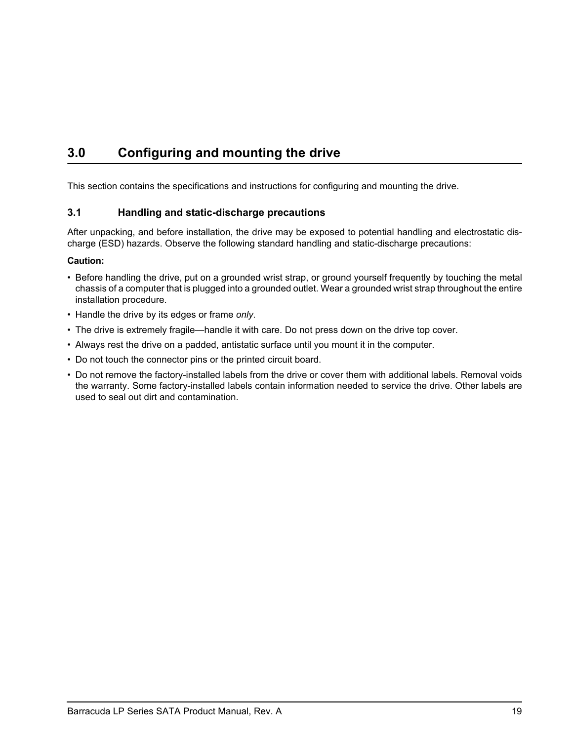# 3.0 Configuring and mounting the drive

This section contains the specifications and instructions for configuring and mounting the drive.

## 3.1 Handling and static-discharge precautions

After unpacking, and before installation, the drive may be exposed to potential handling and electrostatic discharge (ESD) hazards. Observe the following standard handling and static-discharge precautions:

**Caution:**

- Before handling the drive, put on a grounded wrist strap, or ground yourself frequently by touching the metal chassis of a computer that is plugged into a grounded outlet. Wear a grounded wrist strap throughout the entire installation procedure.
- Handle the drive by its edges or frame *only*.
- The drive is extremely fragile—handle it with care. Do not press down on the drive top cover.
- Always rest the drive on a padded, antistatic surface until you mount it in the computer.
- Do not touch the connector pins or the printed circuit board.
- Do not remove the factory-installed labels from the drive or cover them with additional labels. Removal voids the warranty. Some factory-installed labels contain information needed to service the drive. Other labels are used to seal out dirt and contamination.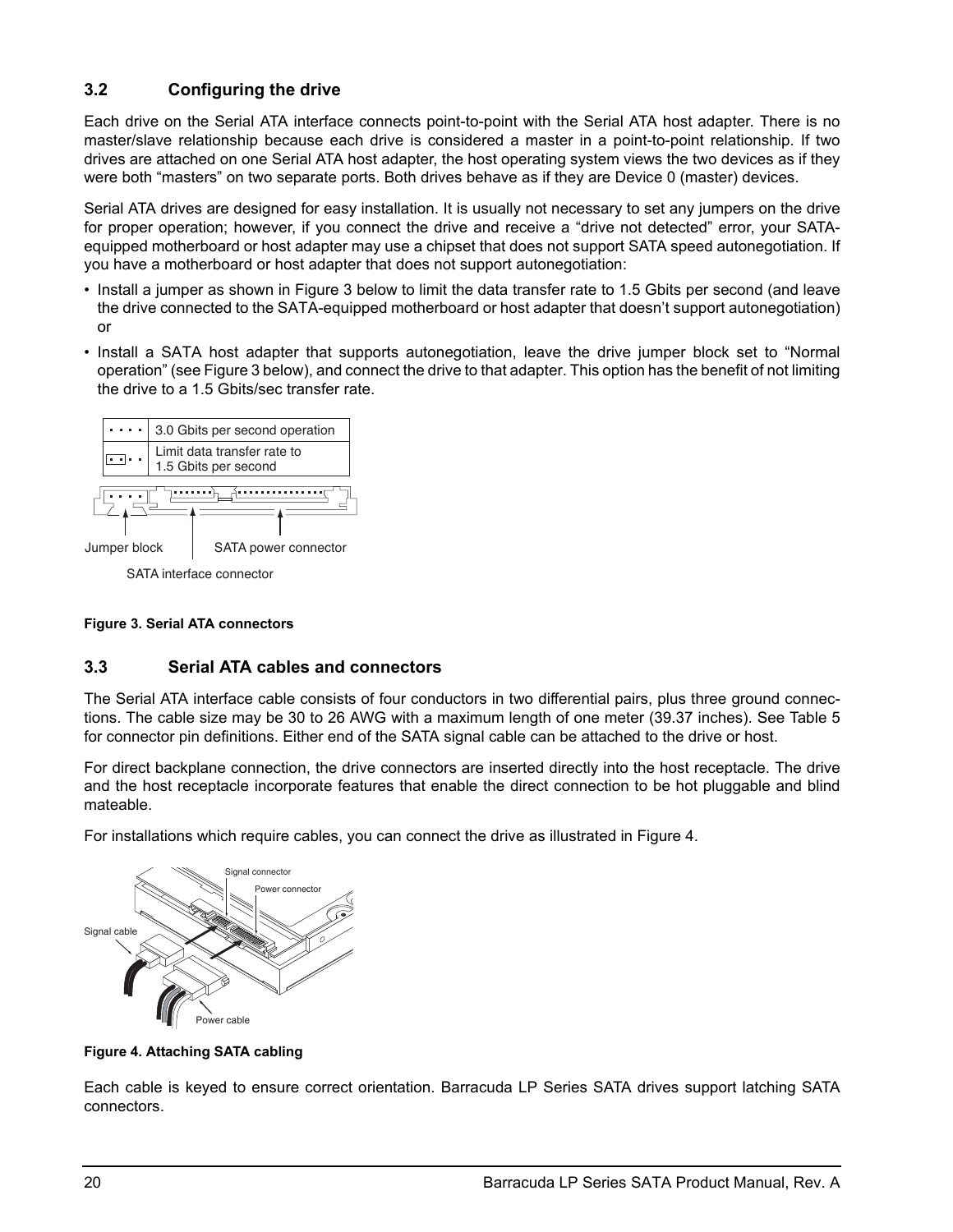### 3.2 Configuring the drive

Each drive on the Serial ATA interface connects point-to-point with the Serial ATA host adapter. There is no master/slave relationship because each drive is considered a master in a point-to-point relationship. If two drives are attached on one Serial ATA host adapter, the host operating system views the two devices as if they were both “masters” on two separate ports. Both drives behave as if they are Device 0 (master) devices.

Serial ATA drives are designed for easy installation. It is usually not necessary to set any jumpers on the drive for proper operation; however, if you connect the drive and receive a “drive not detected” error, your SATA-equipped motherboard or host adapter may use a chipset that does not support SATA speed autonegotiation. If you have a motherboard or host adapter that does not support autonegotiation:

- Install a jumper as shown in Figure 3 below to limit the data transfer rate to 1.5 Gbits per second (and leave the drive connected to the SATA-equipped motherboard or host adapter that doesn’t support autonegotiation) or
- Install a SATA host adapter that supports autonegotiation, leave the drive jumper block set to “Normal operation” (see Figure 3 below), and connect the drive to that adapter. This option has the benefit of not limiting the drive to a 1.5 Gbits/sec transfer rate.

3.0 Gbits per second operation

Limit data transfer rate to 1.5 Gbits per second

Jumper block

SATA power connector

SATA interface connector

**Figure 3. Serial ATA connectors**

### 3.3 Serial ATA cables and connectors

The Serial ATA interface cable consists of four conductors in two differential pairs, plus three ground connections. The cable size may be 30 to 26 AWG with a maximum length of one meter (39.37 inches). See Table 5 for connector pin definitions. Either end of the SATA signal cable can be attached to the drive or host.

For direct backplane connection, the drive connectors are inserted directly into the host receptacle. The drive and the host receptacle incorporate features that enable the direct connection to be hot pluggable and blind mateable.

For installations which require cables, you can connect the drive as illustrated in Figure 4.

Signal connector

Power connector

Signal cable

Power cable

**Figure 4. Attaching SATA cabling**

Each cable is keyed to ensure correct orientation. Barracuda LP Series SATA drives support latching SATA connectors.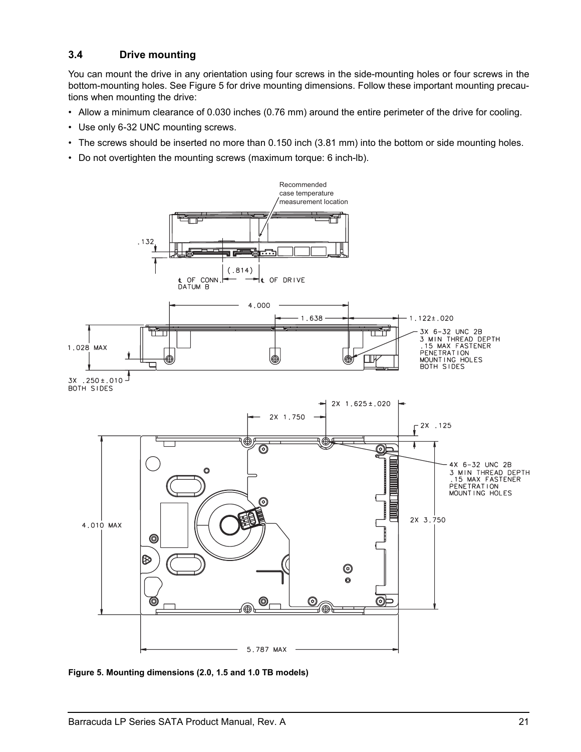### 3.4 Drive mounting

You can mount the drive in any orientation using four screws in the side-mounting holes or four screws in the bottom-mounting holes. See Figure 5 for drive mounting dimensions. Follow these important mounting precautions when mounting the drive:

- Allow a minimum clearance of 0.030 inches (0.76 mm) around the entire perimeter of the drive for cooling.
- Use only 6-32 UNC mounting screws.
- The screws should be inserted no more than 0.150 inch (3.81 mm) into the bottom or side mounting holes.
- Do not overtighten the mounting screws (maximum torque: 6 inch-lb).

Recommended case temperature measurement location

.132

(.814)

℄ OF CONN. DATUM B

℄ OF DRIVE

4.000

1.638

1.122±.020

3X 6-32 UNC 2B 3 MIN THREAD DEPTH .15 MAX FASTENER PENETRATION MOUNTING HOLES BOTH SIDES

1.028 MAX

3X .250±.010 BOTH SIDES

2X 1.625±.020

2X 1.750

2X .125

4X 6-32 UNC 2B 3 MIN THREAD DEPTH .15 MAX FASTENER PENETRATION MOUNTING HOLES

4.010 MAX

2X 3.750

5.787 MAX

**Figure 5. Mounting dimensions (2.0, 1.5 and 1.0 TB models)**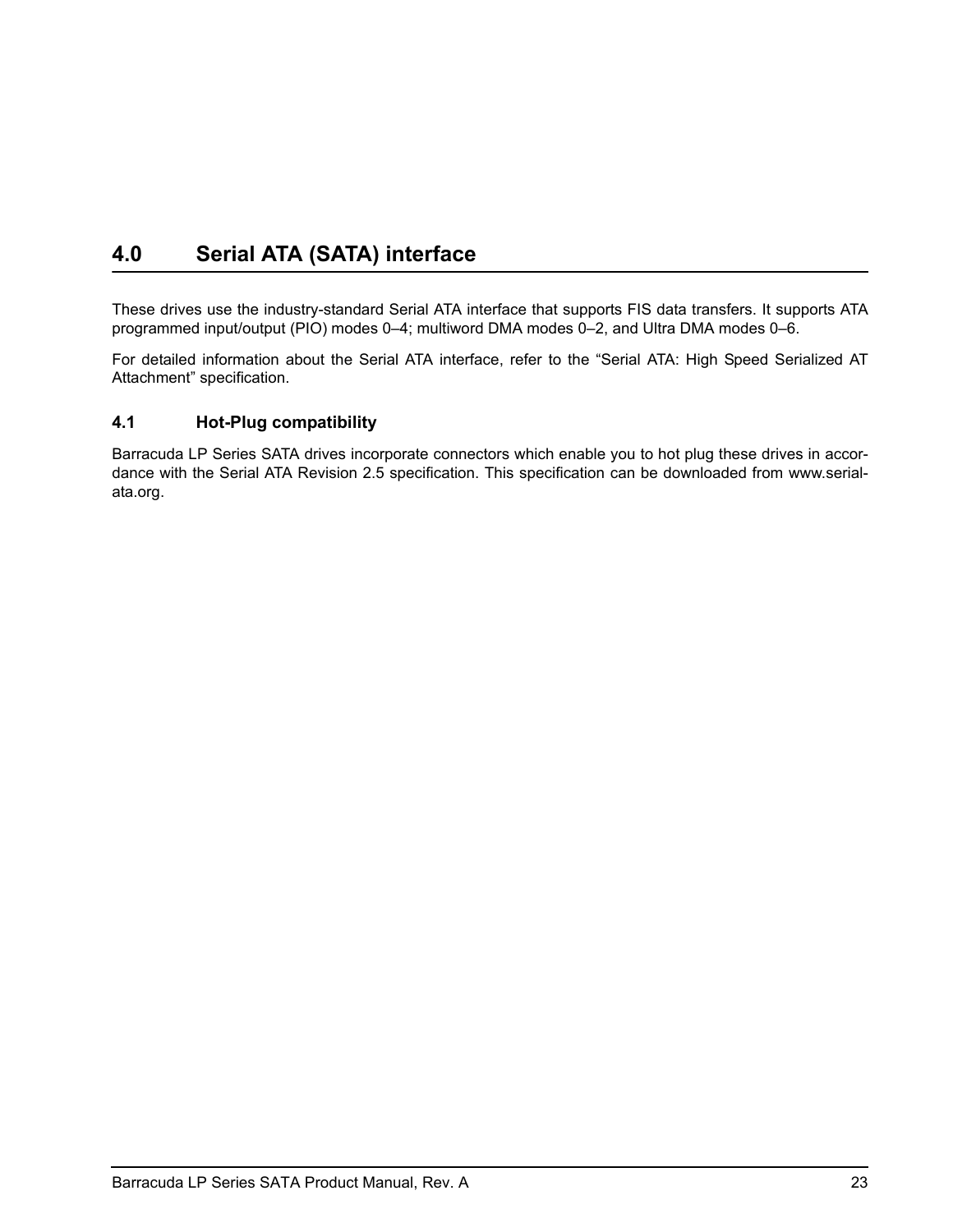# 4.0 Serial ATA (SATA) interface

These drives use the industry-standard Serial ATA interface that supports FIS data transfers. It supports ATA programmed input/output (PIO) modes 0–4; multiword DMA modes 0–2, and Ultra DMA modes 0–6.

For detailed information about the Serial ATA interface, refer to the “Serial ATA: High Speed Serialized AT Attachment” specification.

## 4.1 Hot-Plug compatibility

Barracuda LP Series SATA drives incorporate connectors which enable you to hot plug these drives in accordance with the Serial ATA Revision 2.5 specification. This specification can be downloaded from www.serial-ata.org.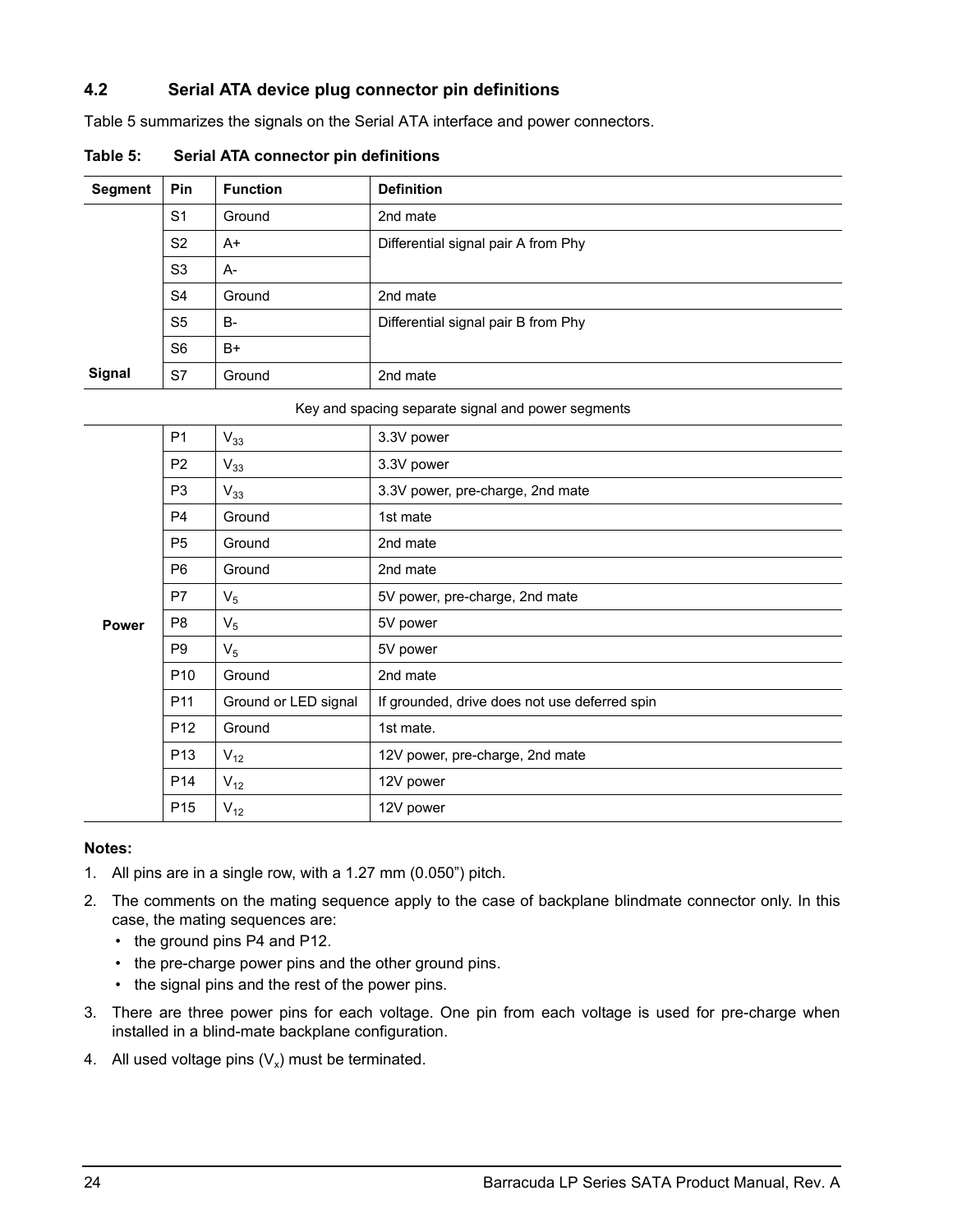### 4.2 Serial ATA device plug connector pin definitions

Table 5 summarizes the signals on the Serial ATA interface and power connectors.

**Table 5: Serial ATA connector pin definitions**

| Segment | Pin | Function | Definition |
|---|---|---|---|
| Signal | S1 | Ground | 2nd mate |
| | S2 | A+ | Differential signal pair A from Phy |
| | S3 | A- | |
| | S4 | Ground | 2nd mate |
| | S5 | B- | Differential signal pair B from Phy |
| | S6 | B+ | |
| | S7 | Ground | 2nd mate |
| Key and spacing separate signal and power segments | | | |
| Power | P1 | $V_{33}$ | 3.3V power |
| | P2 | $V_{33}$ | 3.3V power |
| | P3 | $V_{33}$ | 3.3V power, pre-charge, 2nd mate |
| | P4 | Ground | 1st mate |
| | P5 | Ground | 2nd mate |
| | P6 | Ground | 2nd mate |
| | P7 | $V_5$ | 5V power, pre-charge, 2nd mate |
| | P8 | $V_5$ | 5V power |
| | P9 | $V_5$ | 5V power |
| | P10 | Ground | 2nd mate |
| | P11 | Ground or LED signal | If grounded, drive does not use deferred spin |
| | P12 | Ground | 1st mate. |
| | P13 | $V_{12}$ | 12V power, pre-charge, 2nd mate |
| | P14 | $V_{12}$ | 12V power |
| | P15 | $V_{12}$ | 12V power |

**Notes:**

1. All pins are in a single row, with a 1.27 mm (0.050”) pitch.
2. The comments on the mating sequence apply to the case of backplane blindmate connector only. In this case, the mating sequences are:
   - the ground pins P4 and P12.
   - the pre-charge power pins and the other ground pins.
   - the signal pins and the rest of the power pins.
3. There are three power pins for each voltage. One pin from each voltage is used for pre-charge when installed in a blind-mate backplane configuration.
4. All used voltage pins ($V_x$) must be terminated.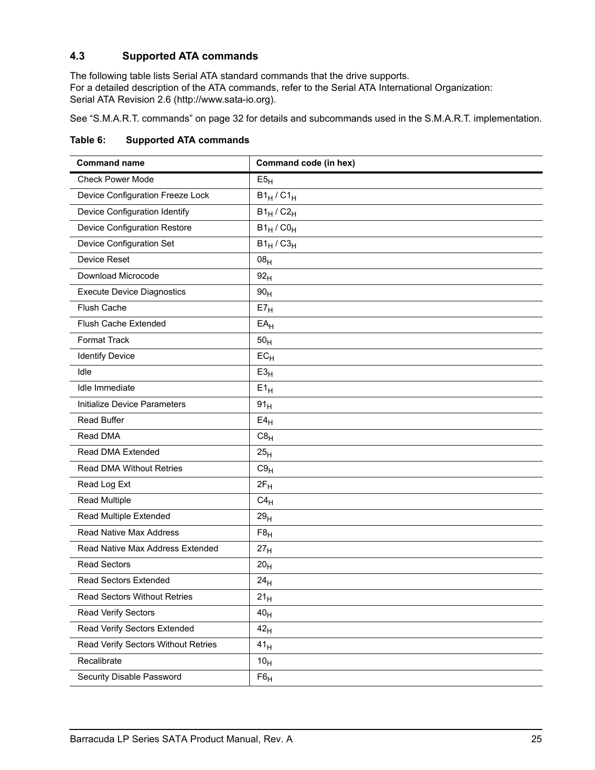## 4.3 Supported ATA commands

The following table lists Serial ATA standard commands that the drive supports.
For a detailed description of the ATA commands, refer to the Serial ATA International Organization:
Serial ATA Revision 2.6 (http://www.sata-io.org).

See "S.M.A.R.T. commands" on page 32 for details and subcommands used in the S.M.A.R.T. implementation.

**Table 6: Supported ATA commands**

| Command name | Command code (in hex) |
|---|---|
| Check Power Mode | $E5_H$ |
| Device Configuration Freeze Lock | $B1_H$ / $C1_H$ |
| Device Configuration Identify | $B1_H$ / $C2_H$ |
| Device Configuration Restore | $B1_H$ / $C0_H$ |
| Device Configuration Set | $B1_H$ / $C3_H$ |
| Device Reset | $08_H$ |
| Download Microcode | $92_H$ |
| Execute Device Diagnostics | $90_H$ |
| Flush Cache | $E7_H$ |
| Flush Cache Extended | $EA_H$ |
| Format Track | $50_H$ |
| Identify Device | $EC_H$ |
| Idle | $E3_H$ |
| Idle Immediate | $E1_H$ |
| Initialize Device Parameters | $91_H$ |
| Read Buffer | $E4_H$ |
| Read DMA | $C8_H$ |
| Read DMA Extended | $25_H$ |
| Read DMA Without Retries | $C9_H$ |
| Read Log Ext | $2F_H$ |
| Read Multiple | $C4_H$ |
| Read Multiple Extended | $29_H$ |
| Read Native Max Address | $F8_H$ |
| Read Native Max Address Extended | $27_H$ |
| Read Sectors | $20_H$ |
| Read Sectors Extended | $24_H$ |
| Read Sectors Without Retries | $21_H$ |
| Read Verify Sectors | $40_H$ |
| Read Verify Sectors Extended | $42_H$ |
| Read Verify Sectors Without Retries | $41_H$ |
| Recalibrate | $10_H$ |
| Security Disable Password | $F6_H$ |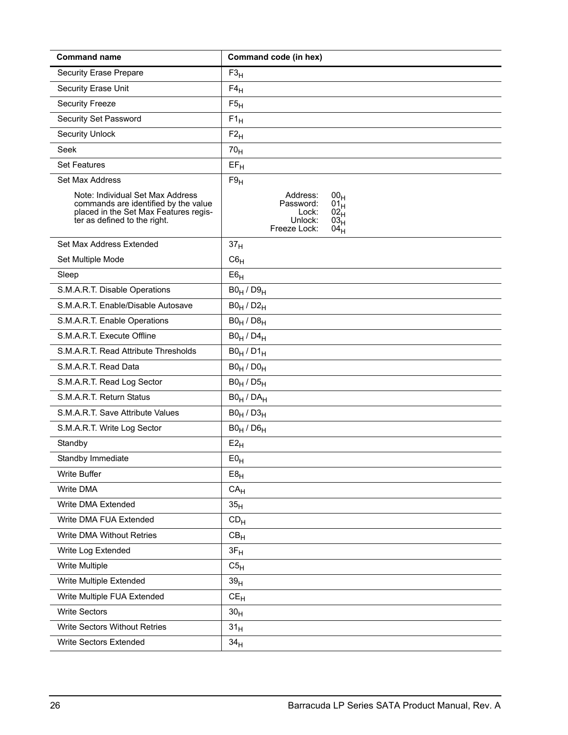| Command name | Command code (in hex) |
| --- | --- |
| Security Erase Prepare | $F3_H$ |
| Security Erase Unit | $F4_H$ |
| Security Freeze | $F5_H$ |
| Security Set Password | $F1_H$ |
| Security Unlock | $F2_H$ |
| Seek | $70_H$ |
| Set Features | $EF_H$ |
| Set Max Address<br><br>Note: Individual Set Max Address commands are identified by the value placed in the Set Max Features register as defined to the right. | $F9_H$<br><br>Address: $00_H$<br>Password: $01_H$<br>Lock: $02_H$<br>Unlock: $03_H$<br>Freeze Lock: $04_H$ |
| Set Max Address Extended | $37_H$ |
| Set Multiple Mode | $C6_H$ |
| Sleep | $E6_H$ |
| S.M.A.R.T. Disable Operations | $B0_H$ / $D9_H$ |
| S.M.A.R.T. Enable/Disable Autosave | $B0_H$ / $D2_H$ |
| S.M.A.R.T. Enable Operations | $B0_H$ / $D8_H$ |
| S.M.A.R.T. Execute Offline | $B0_H$ / $D4_H$ |
| S.M.A.R.T. Read Attribute Thresholds | $B0_H$ / $D1_H$ |
| S.M.A.R.T. Read Data | $B0_H$ / $D0_H$ |
| S.M.A.R.T. Read Log Sector | $B0_H$ / $D5_H$ |
| S.M.A.R.T. Return Status | $B0_H$ / $DA_H$ |
| S.M.A.R.T. Save Attribute Values | $B0_H$ / $D3_H$ |
| S.M.A.R.T. Write Log Sector | $B0_H$ / $D6_H$ |
| Standby | $E2_H$ |
| Standby Immediate | $E0_H$ |
| Write Buffer | $E8_H$ |
| Write DMA | $CA_H$ |
| Write DMA Extended | $35_H$ |
| Write DMA FUA Extended | $CD_H$ |
| Write DMA Without Retries | $CB_H$ |
| Write Log Extended | $3F_H$ |
| Write Multiple | $C5_H$ |
| Write Multiple Extended | $39_H$ |
| Write Multiple FUA Extended | $CE_H$ |
| Write Sectors | $30_H$ |
| Write Sectors Without Retries | $31_H$ |
| Write Sectors Extended | $34_H$ |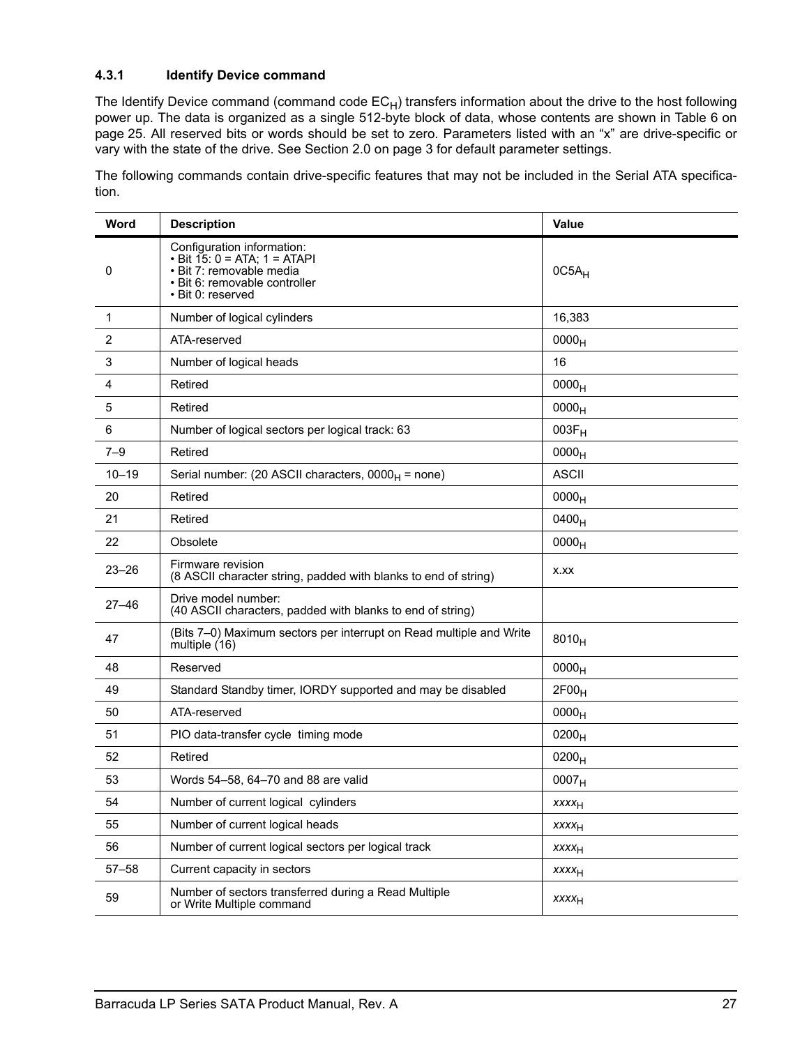### 4.3.1 Identify Device command

The Identify Device command (command code $EC_H$) transfers information about the drive to the host following power up. The data is organized as a single 512-byte block of data, whose contents are shown in Table 6 on page 25. All reserved bits or words should be set to zero. Parameters listed with an "x" are drive-specific or vary with the state of the drive. See Section 2.0 on page 3 for default parameter settings.

The following commands contain drive-specific features that may not be included in the Serial ATA specification.

| Word | Description | Value |
|---|---|---|
| 0 | Configuration information:<br>• Bit 15: 0 = ATA; 1 = ATAPI<br>• Bit 7: removable media<br>• Bit 6: removable controller<br>• Bit 0: reserved | $0C5A_H$ |
| 1 | Number of logical cylinders | 16,383 |
| 2 | ATA-reserved | $0000_H$ |
| 3 | Number of logical heads | 16 |
| 4 | Retired | $0000_H$ |
| 5 | Retired | $0000_H$ |
| 6 | Number of logical sectors per logical track: 63 | $003F_H$ |
| 7–9 | Retired | $0000_H$ |
| 10–19 | Serial number: (20 ASCII characters, $0000_H$ = none) | ASCII |
| 20 | Retired | $0000_H$ |
| 21 | Retired | $0400_H$ |
| 22 | Obsolete | $0000_H$ |
| 23–26 | Firmware revision<br>(8 ASCII character string, padded with blanks to end of string) | x.xx |
| 27–46 | Drive model number:<br>(40 ASCII characters, padded with blanks to end of string) | |
| 47 | (Bits 7–0) Maximum sectors per interrupt on Read multiple and Write multiple (16) | $8010_H$ |
| 48 | Reserved | $0000_H$ |
| 49 | Standard Standby timer, IORDY supported and may be disabled | $2F00_H$ |
| 50 | ATA-reserved | $0000_H$ |
| 51 | PIO data-transfer cycle timing mode | $0200_H$ |
| 52 | Retired | $0200_H$ |
| 53 | Words 54–58, 64–70 and 88 are valid | $0007_H$ |
| 54 | Number of current logical cylinders | $xxxx_H$ |
| 55 | Number of current logical heads | $xxxx_H$ |
| 56 | Number of current logical sectors per logical track | $xxxx_H$ |
| 57–58 | Current capacity in sectors | $xxxx_H$ |
| 59 | Number of sectors transferred during a Read Multiple or Write Multiple command | $xxxx_H$ |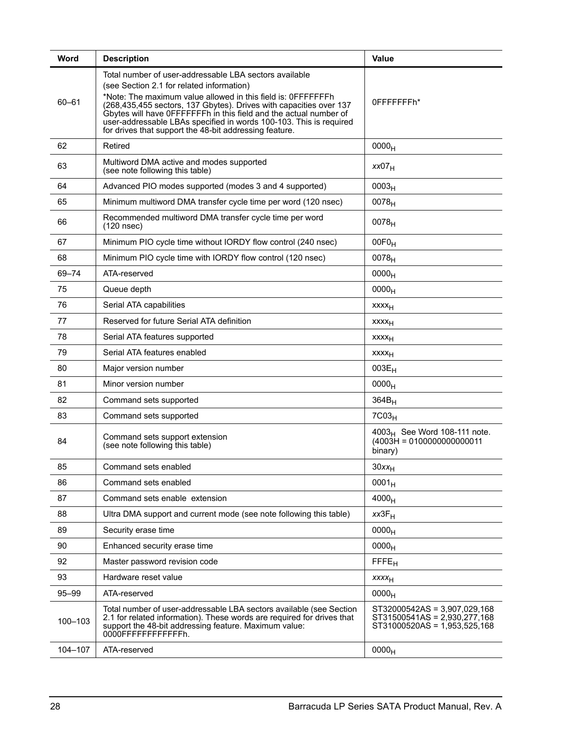| Word | Description | Value |
|---|---|---|
| 60–61 | Total number of user-addressable LBA sectors available (see Section 2.1 for related information) *Note: The maximum value allowed in this field is: 0FFFFFFFh (268,435,455 sectors, 137 Gbytes). Drives with capacities over 137 Gbytes will have 0FFFFFFFh in this field and the actual number of user-addressable LBAs specified in words 100-103. This is required for drives that support the 48-bit addressing feature. | 0FFFFFFFh* |
| 62 | Retired | $0000_H$ |
| 63 | Multiword DMA active and modes supported (see note following this table) | *xx*$07_H$ |
| 64 | Advanced PIO modes supported (modes 3 and 4 supported) | $0003_H$ |
| 65 | Minimum multiword DMA transfer cycle time per word (120 nsec) | $0078_H$ |
| 66 | Recommended multiword DMA transfer cycle time per word (120 nsec) | $0078_H$ |
| 67 | Minimum PIO cycle time without IORDY flow control (240 nsec) | $00F0_H$ |
| 68 | Minimum PIO cycle time with IORDY flow control (120 nsec) | $0078_H$ |
| 69–74 | ATA-reserved | $0000_H$ |
| 75 | Queue depth | $0000_H$ |
| 76 | Serial ATA capabilities | $xxxx_H$ |
| 77 | Reserved for future Serial ATA definition | $xxxx_H$ |
| 78 | Serial ATA features supported | $xxxx_H$ |
| 79 | Serial ATA features enabled | $xxxx_H$ |
| 80 | Major version number | $003E_H$ |
| 81 | Minor version number | $0000_H$ |
| 82 | Command sets supported | $364B_H$ |
| 83 | Command sets supported | $7C03_H$ |
| 84 | Command sets support extension (see note following this table) | $4003_H$ See Word 108-111 note. (4003H = 0100000000000011 binary) |
| 85 | Command sets enabled | 30*xx*$_H$ |
| 86 | Command sets enabled | $0001_H$ |
| 87 | Command sets enable extension | $4000_H$ |
| 88 | Ultra DMA support and current mode (see note following this table) | *xx*$3F_H$ |
| 89 | Security erase time | $0000_H$ |
| 90 | Enhanced security erase time | $0000_H$ |
| 92 | Master password revision code | $FFFE_H$ |
| 93 | Hardware reset value | $xxxx_H$ |
| 95–99 | ATA-reserved | $0000_H$ |
| 100–103 | Total number of user-addressable LBA sectors available (see Section 2.1 for related information). These words are required for drives that support the 48-bit addressing feature. Maximum value: 0000FFFFFFFFFFFFh. | ST32000542AS = 3,907,029,168<br>ST31500541AS = 2,930,277,168<br>ST31000520AS = 1,953,525,168 |
| 104–107 | ATA-reserved | $0000_H$ |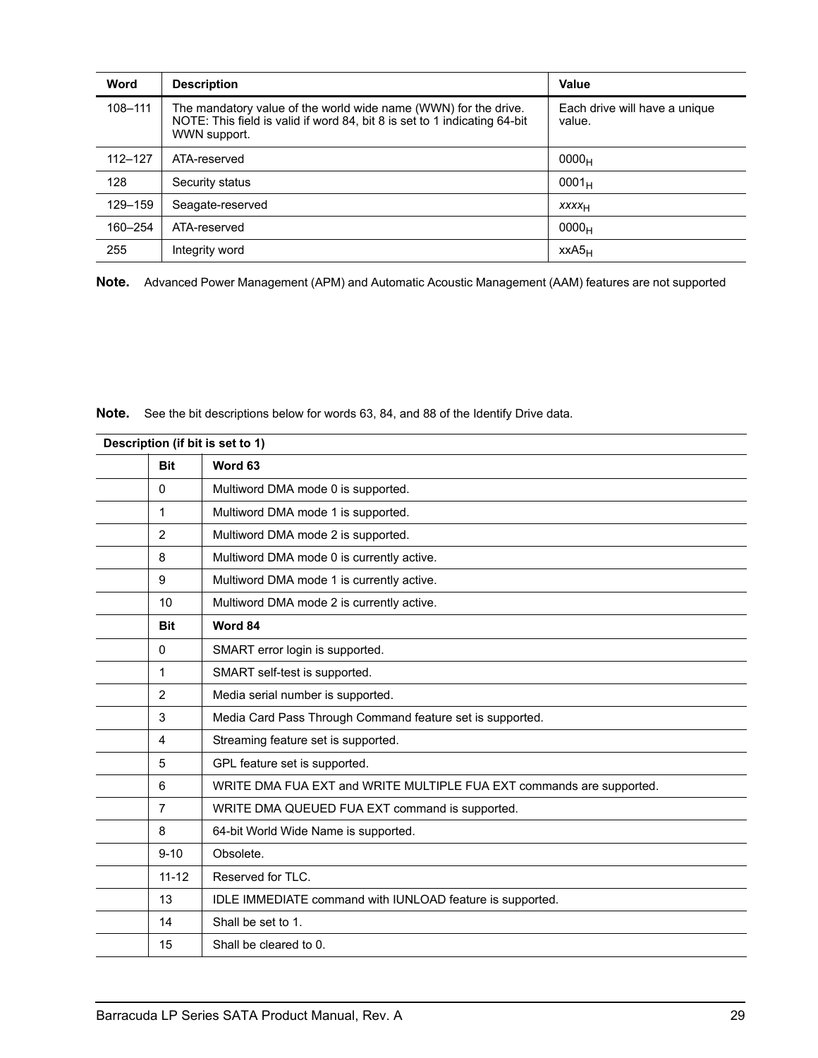| Word | Description | Value |
|---|---|---|
| 108–111 | The mandatory value of the world wide name (WWN) for the drive. NOTE: This field is valid if word 84, bit 8 is set to 1 indicating 64-bit WWN support. | Each drive will have a unique value. |
| 112–127 | ATA-reserved | $0000_H$ |
| 128 | Security status | $0001_H$ |
| 129–159 | Seagate-reserved | $xxxx_H$ |
| 160–254 | ATA-reserved | $0000_H$ |
| 255 | Integrity word | $xxA5_H$ |

**Note.** Advanced Power Management (APM) and Automatic Acoustic Management (AAM) features are not supported

**Note.** See the bit descriptions below for words 63, 84, and 88 of the Identify Drive data.

| Description (if bit is set to 1) | | |
|---|---|---|
| | **Bit** | **Word 63** |
| | 0 | Multiword DMA mode 0 is supported. |
| | 1 | Multiword DMA mode 1 is supported. |
| | 2 | Multiword DMA mode 2 is supported. |
| | 8 | Multiword DMA mode 0 is currently active. |
| | 9 | Multiword DMA mode 1 is currently active. |
| | 10 | Multiword DMA mode 2 is currently active. |
| | **Bit** | **Word 84** |
| | 0 | SMART error login is supported. |
| | 1 | SMART self-test is supported. |
| | 2 | Media serial number is supported. |
| | 3 | Media Card Pass Through Command feature set is supported. |
| | 4 | Streaming feature set is supported. |
| | 5 | GPL feature set is supported. |
| | 6 | WRITE DMA FUA EXT and WRITE MULTIPLE FUA EXT commands are supported. |
| | 7 | WRITE DMA QUEUED FUA EXT command is supported. |
| | 8 | 64-bit World Wide Name is supported. |
| | 9-10 | Obsolete. |
| | 11-12 | Reserved for TLC. |
| | 13 | IDLE IMMEDIATE command with IUNLOAD feature is supported. |
| | 14 | Shall be set to 1. |
| | 15 | Shall be cleared to 0. |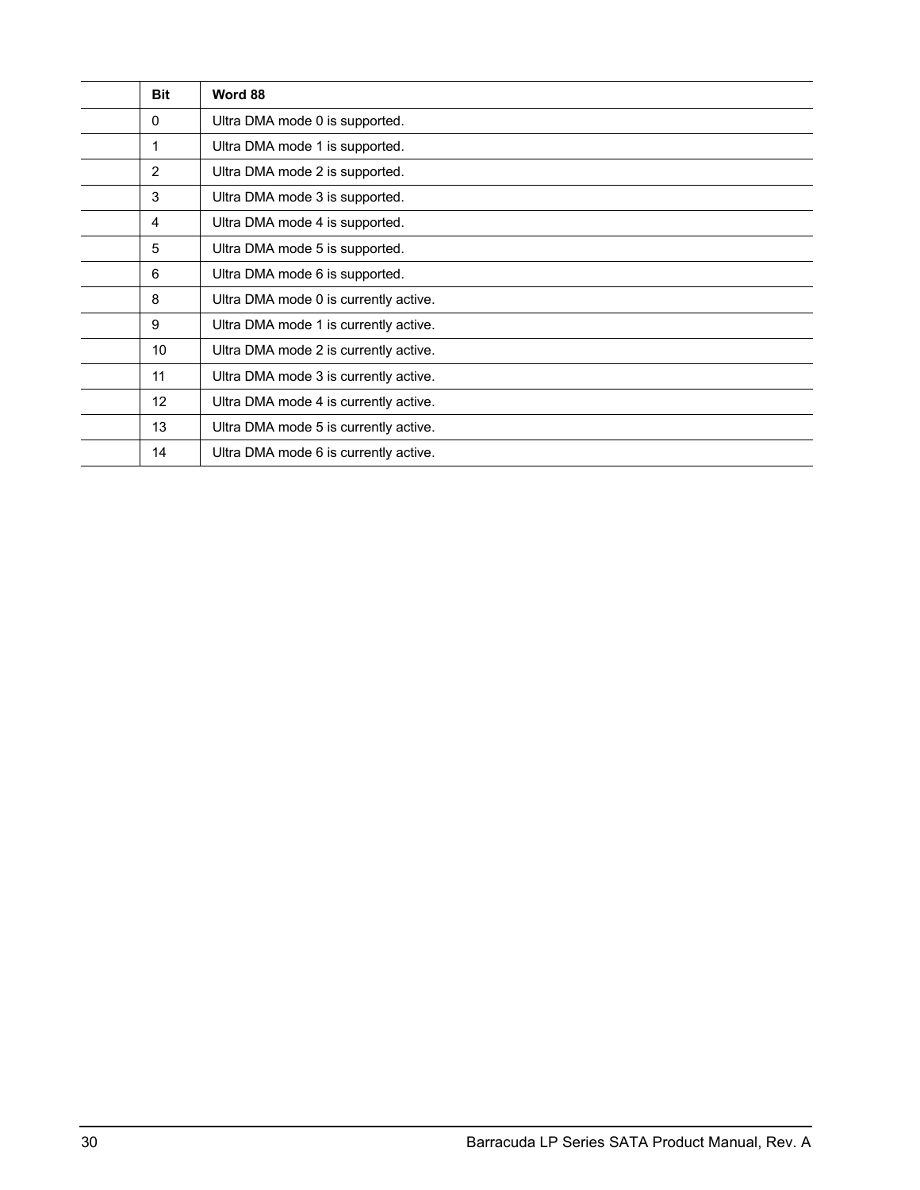| | Bit | Word 88 |
|---|---|---|
| | 0 | Ultra DMA mode 0 is supported. |
| | 1 | Ultra DMA mode 1 is supported. |
| | 2 | Ultra DMA mode 2 is supported. |
| | 3 | Ultra DMA mode 3 is supported. |
| | 4 | Ultra DMA mode 4 is supported. |
| | 5 | Ultra DMA mode 5 is supported. |
| | 6 | Ultra DMA mode 6 is supported. |
| | 8 | Ultra DMA mode 0 is currently active. |
| | 9 | Ultra DMA mode 1 is currently active. |
| | 10 | Ultra DMA mode 2 is currently active. |
| | 11 | Ultra DMA mode 3 is currently active. |
| | 12 | Ultra DMA mode 4 is currently active. |
| | 13 | Ultra DMA mode 5 is currently active. |
| | 14 | Ultra DMA mode 6 is currently active. |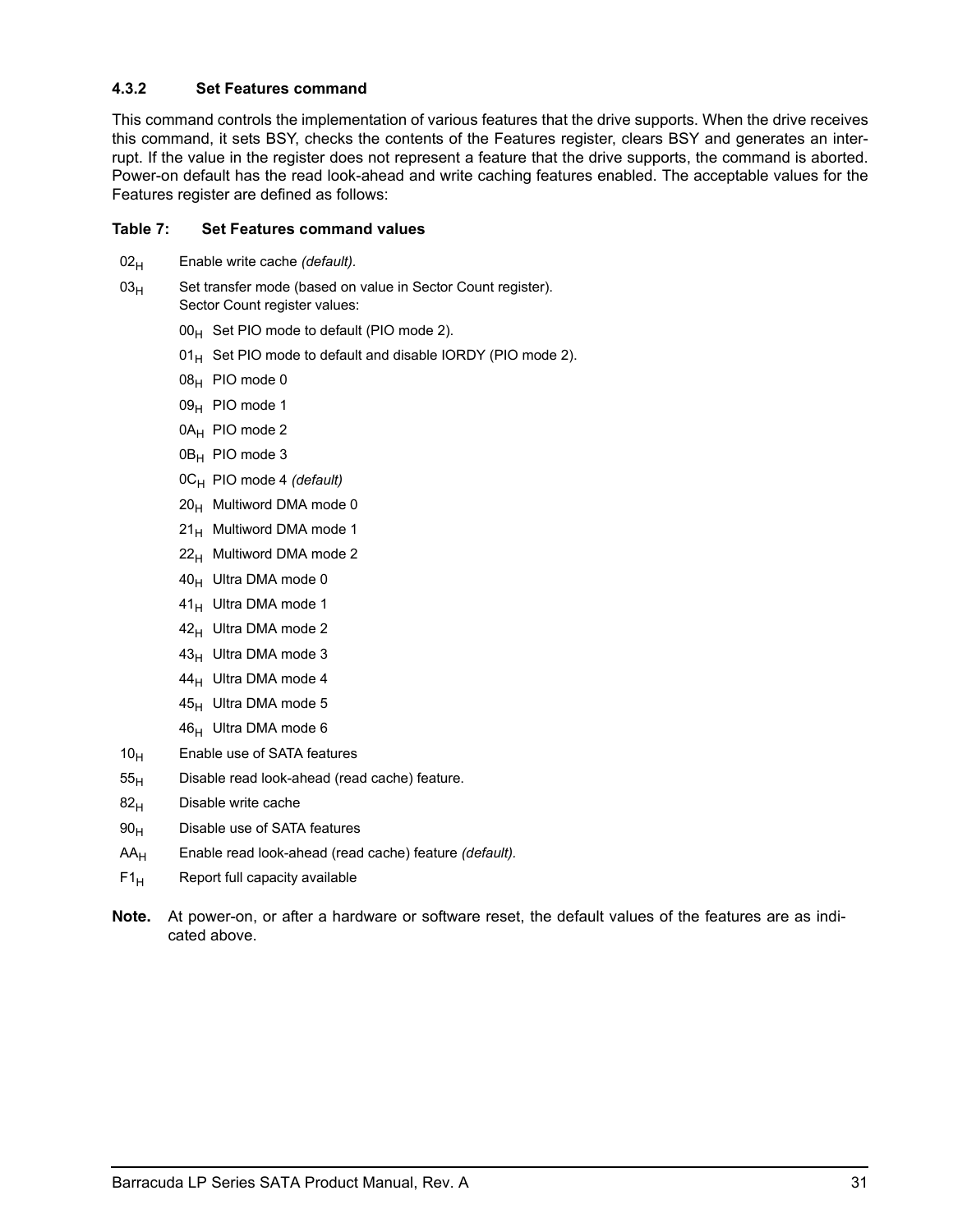### 4.3.2 Set Features command

This command controls the implementation of various features that the drive supports. When the drive receives this command, it sets BSY, checks the contents of the Features register, clears BSY and generates an interrupt. If the value in the register does not represent a feature that the drive supports, the command is aborted. Power-on default has the read look-ahead and write caching features enabled. The acceptable values for the Features register are defined as follows:

**Table 7: Set Features command values**

| | |
|---|---|
| $02_H$ | Enable write cache *(default).* |
| $03_H$ | Set transfer mode (based on value in Sector Count register).<br>Sector Count register values:<br>$00_H$ Set PIO mode to default (PIO mode 2).<br>$01_H$ Set PIO mode to default and disable IORDY (PIO mode 2).<br>$08_H$ PIO mode 0<br>$09_H$ PIO mode 1<br>$0A_H$ PIO mode 2<br>$0B_H$ PIO mode 3<br>$0C_H$ PIO mode 4 *(default)*<br>$20_H$ Multiword DMA mode 0<br>$21_H$ Multiword DMA mode 1<br>$22_H$ Multiword DMA mode 2<br>$40_H$ Ultra DMA mode 0<br>$41_H$ Ultra DMA mode 1<br>$42_H$ Ultra DMA mode 2<br>$43_H$ Ultra DMA mode 3<br>$44_H$ Ultra DMA mode 4<br>$45_H$ Ultra DMA mode 5<br>$46_H$ Ultra DMA mode 6 |
| $10_H$ | Enable use of SATA features |
| $55_H$ | Disable read look-ahead (read cache) feature. |
| $82_H$ | Disable write cache |
| $90_H$ | Disable use of SATA features |
| $AA_H$ | Enable read look-ahead (read cache) feature *(default).* |
| $F1_H$ | Report full capacity available |

**Note.** At power-on, or after a hardware or software reset, the default values of the features are as indicated above.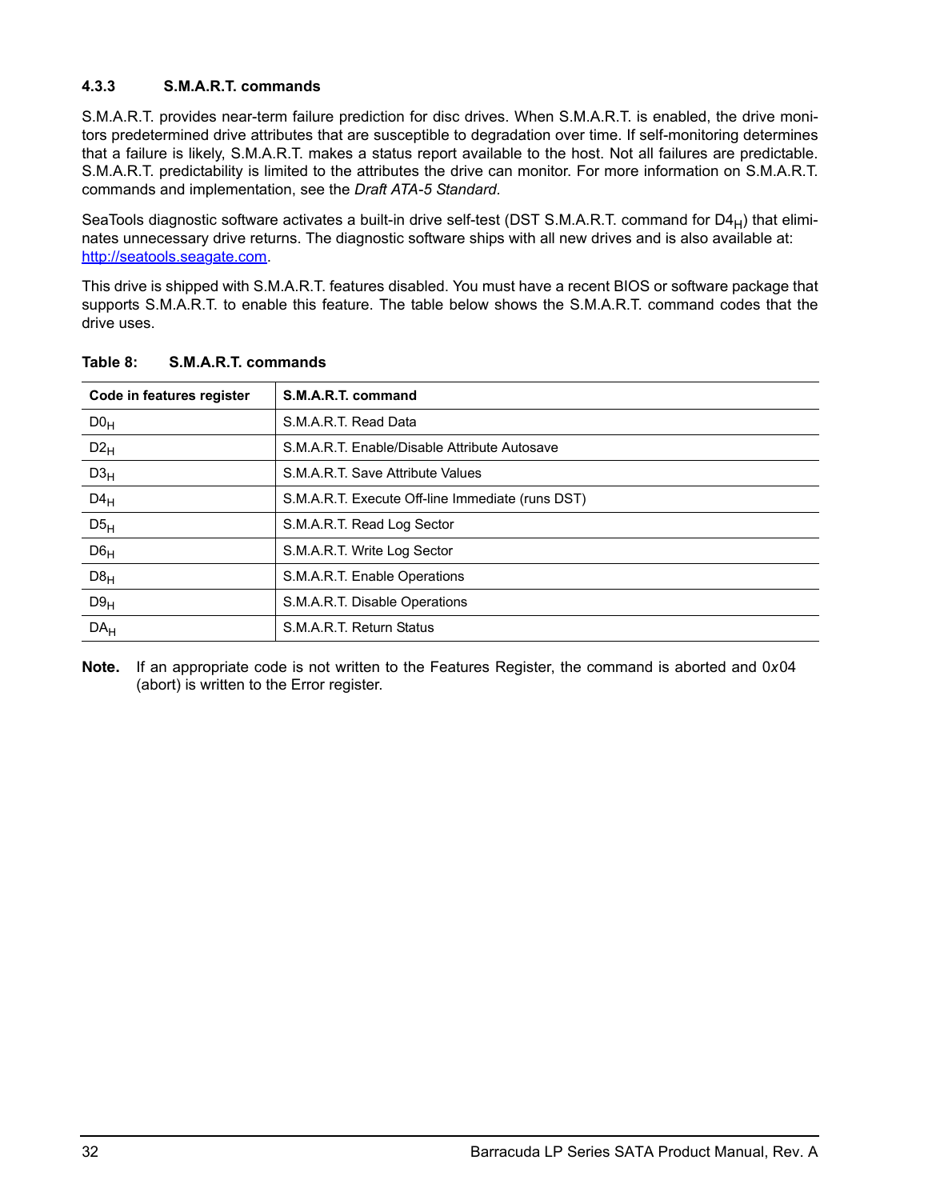### 4.3.3 S.M.A.R.T. commands

S.M.A.R.T. provides near-term failure prediction for disc drives. When S.M.A.R.T. is enabled, the drive monitors predetermined drive attributes that are susceptible to degradation over time. If self-monitoring determines that a failure is likely, S.M.A.R.T. makes a status report available to the host. Not all failures are predictable. S.M.A.R.T. predictability is limited to the attributes the drive can monitor. For more information on S.M.A.R.T. commands and implementation, see the *Draft ATA-5 Standard.*

SeaTools diagnostic software activates a built-in drive self-test (DST S.M.A.R.T. command for $D4_H$) that eliminates unnecessary drive returns. The diagnostic software ships with all new drives and is also available at: http://seatools.seagate.com.

This drive is shipped with S.M.A.R.T. features disabled. You must have a recent BIOS or software package that supports S.M.A.R.T. to enable this feature. The table below shows the S.M.A.R.T. command codes that the drive uses.

**Table 8: S.M.A.R.T. commands**

| Code in features register | S.M.A.R.T. command |
|---|---|
| $D0_H$ | S.M.A.R.T. Read Data |
| $D2_H$ | S.M.A.R.T. Enable/Disable Attribute Autosave |
| $D3_H$ | S.M.A.R.T. Save Attribute Values |
| $D4_H$ | S.M.A.R.T. Execute Off-line Immediate (runs DST) |
| $D5_H$ | S.M.A.R.T. Read Log Sector |
| $D6_H$ | S.M.A.R.T. Write Log Sector |
| $D8_H$ | S.M.A.R.T. Enable Operations |
| $D9_H$ | S.M.A.R.T. Disable Operations |
| $DA_H$ | S.M.A.R.T. Return Status |

**Note.** If an appropriate code is not written to the Features Register, the command is aborted and 0x04 (abort) is written to the Error register.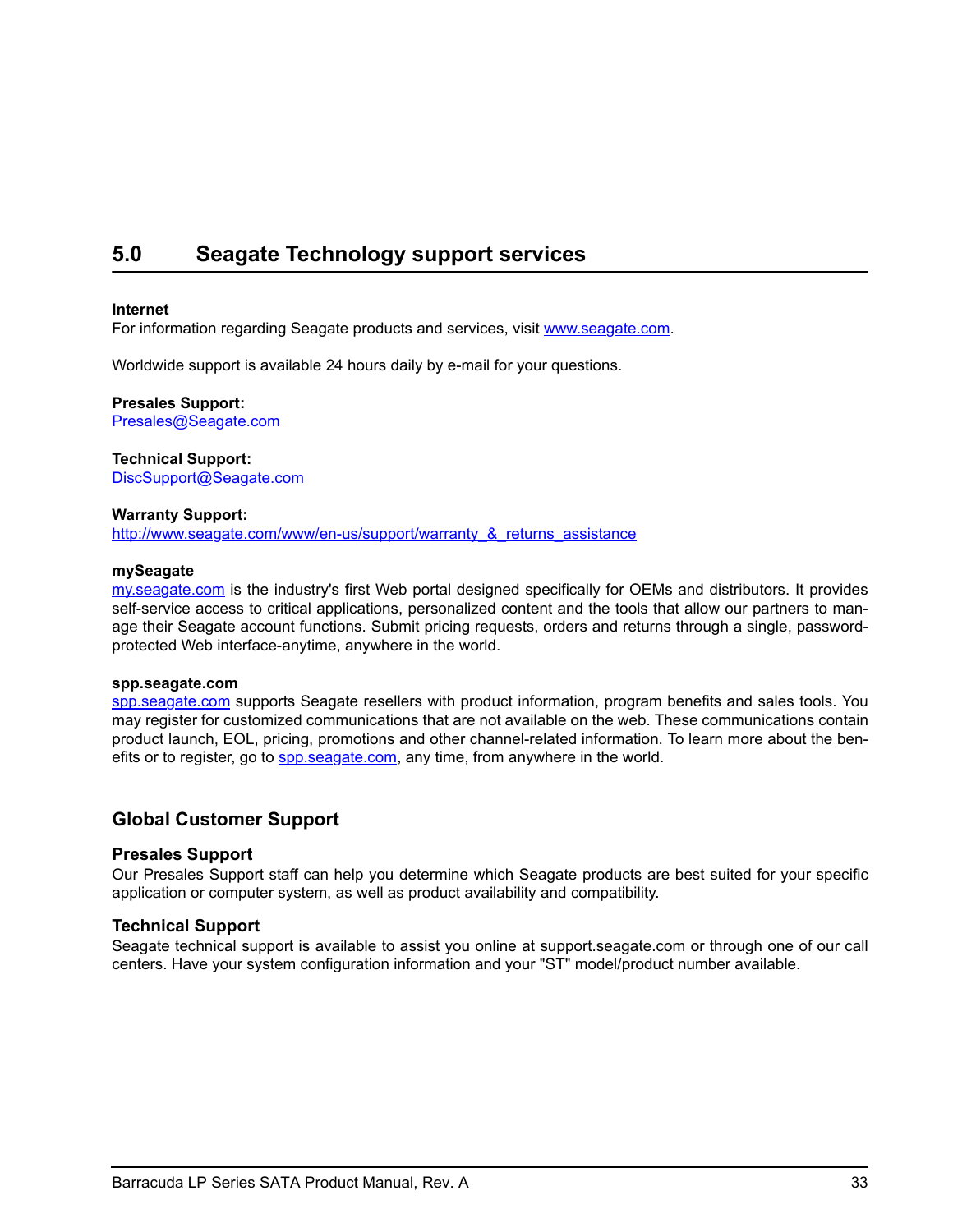# 5.0 Seagate Technology support services

**Internet**
For information regarding Seagate products and services, visit www.seagate.com.

Worldwide support is available 24 hours daily by e-mail for your questions.

**Presales Support:**
Presales@Seagate.com

**Technical Support:**
DiscSupport@Seagate.com

**Warranty Support:**
http://www.seagate.com/www/en-us/support/warranty_&_returns_assistance

**mySeagate**
my.seagate.com is the industry's first Web portal designed specifically for OEMs and distributors. It provides self-service access to critical applications, personalized content and the tools that allow our partners to manage their Seagate account functions. Submit pricing requests, orders and returns through a single, password-protected Web interface-anytime, anywhere in the world.

**spp.seagate.com**
spp.seagate.com supports Seagate resellers with product information, program benefits and sales tools. You may register for customized communications that are not available on the web. These communications contain product launch, EOL, pricing, promotions and other channel-related information. To learn more about the benefits or to register, go to spp.seagate.com, any time, from anywhere in the world.

## Global Customer Support

### Presales Support
Our Presales Support staff can help you determine which Seagate products are best suited for your specific application or computer system, as well as product availability and compatibility.

### Technical Support
Seagate technical support is available to assist you online at support.seagate.com or through one of our call centers. Have your system configuration information and your "ST" model/product number available.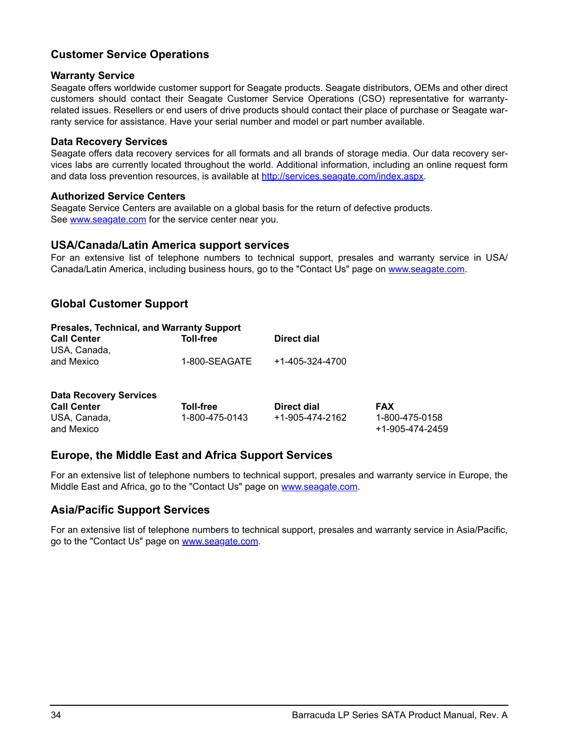## Customer Service Operations

### Warranty Service

Seagate offers worldwide customer support for Seagate products. Seagate distributors, OEMs and other direct customers should contact their Seagate Customer Service Operations (CSO) representative for warranty-related issues. Resellers or end users of drive products should contact their place of purchase or Seagate warranty service for assistance. Have your serial number and model or part number available.

### Data Recovery Services

Seagate offers data recovery services for all formats and all brands of storage media. Our data recovery services labs are currently located throughout the world. Additional information, including an online request form and data loss prevention resources, is available at http://services.seagate.com/index.aspx.

### Authorized Service Centers

Seagate Service Centers are available on a global basis for the return of defective products.
See www.seagate.com for the service center near you.

## USA/Canada/Latin America support services

For an extensive list of telephone numbers to technical support, presales and warranty service in USA/Canada/Latin America, including business hours, go to the "Contact Us" page on www.seagate.com.

## Global Customer Support

**Presales, Technical, and Warranty Support**

| Call Center | Toll-free | Direct dial |
|---|---|---|
| USA, Canada, and Mexico | 1-800-SEAGATE | +1-405-324-4700 |

**Data Recovery Services**

| Call Center | Toll-free | Direct dial | FAX |
|---|---|---|---|
| USA, Canada, and Mexico | 1-800-475-0143 | +1-905-474-2162 | 1-800-475-0158<br>+1-905-474-2459 |

## Europe, the Middle East and Africa Support Services

For an extensive list of telephone numbers to technical support, presales and warranty service in Europe, the Middle East and Africa, go to the "Contact Us" page on www.seagate.com.

## Asia/Pacific Support Services

For an extensive list of telephone numbers to technical support, presales and warranty service in Asia/Pacific, go to the "Contact Us" page on www.seagate.com.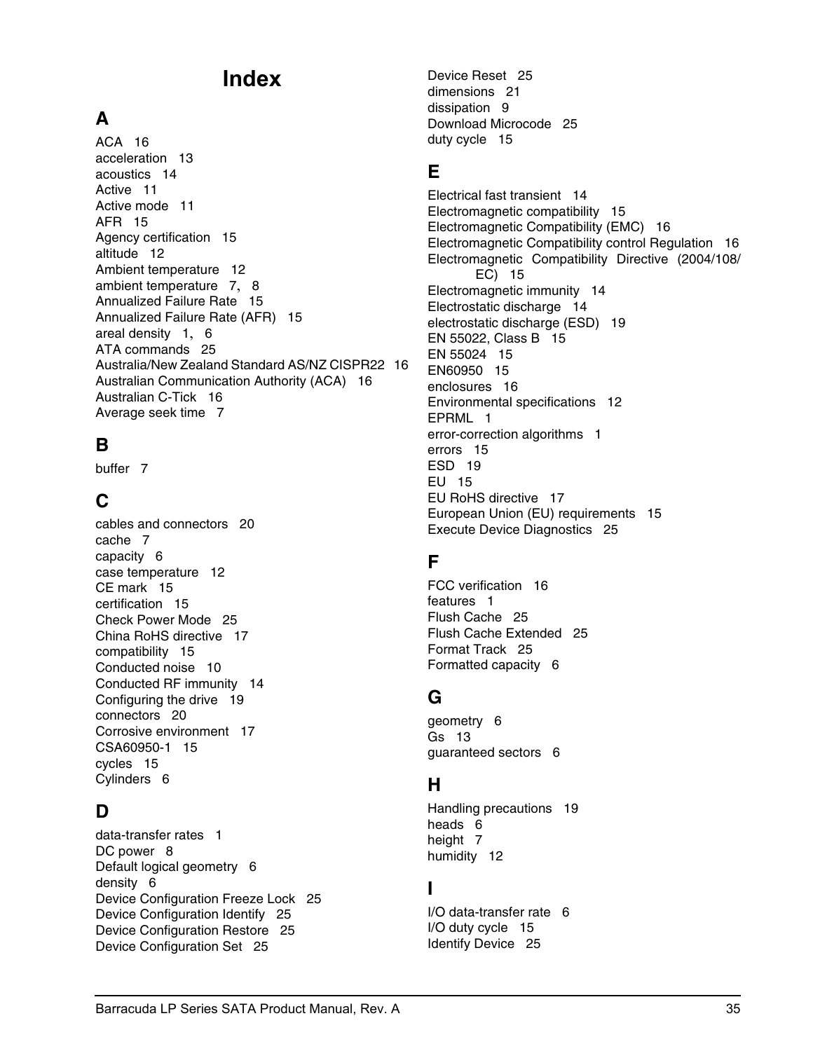# Index

## A

ACA 16
acceleration 13
acoustics 14
Active 11
Active mode 11
AFR 15
Agency certification 15
altitude 12
Ambient temperature 12
ambient temperature 7, 8
Annualized Failure Rate 15
Annualized Failure Rate (AFR) 15
areal density 1, 6
ATA commands 25
Australia/New Zealand Standard AS/NZ CISPR22 16
Australian Communication Authority (ACA) 16
Australian C-Tick 16
Average seek time 7

## B

buffer 7

## C

cables and connectors 20
cache 7
capacity 6
case temperature 12
CE mark 15
certification 15
Check Power Mode 25
China RoHS directive 17
compatibility 15
Conducted noise 10
Conducted RF immunity 14
Configuring the drive 19
connectors 20
Corrosive environment 17
CSA60950-1 15
cycles 15
Cylinders 6

## D

data-transfer rates 1
DC power 8
Default logical geometry 6
density 6
Device Configuration Freeze Lock 25
Device Configuration Identify 25
Device Configuration Restore 25
Device Configuration Set 25
Device Reset 25
dimensions 21
dissipation 9
Download Microcode 25
duty cycle 15

## E

Electrical fast transient 14
Electromagnetic compatibility 15
Electromagnetic Compatibility (EMC) 16
Electromagnetic Compatibility control Regulation 16
Electromagnetic Compatibility Directive (2004/108/EC) 15
Electromagnetic immunity 14
Electrostatic discharge 14
electrostatic discharge (ESD) 19
EN 55022, Class B 15
EN 55024 15
EN60950 15
enclosures 16
Environmental specifications 12
EPRML 1
error-correction algorithms 1
errors 15
ESD 19
EU 15
EU RoHS directive 17
European Union (EU) requirements 15
Execute Device Diagnostics 25

## F

FCC verification 16
features 1
Flush Cache 25
Flush Cache Extended 25
Format Track 25
Formatted capacity 6

## G

geometry 6
Gs 13
guaranteed sectors 6

## H

Handling precautions 19
heads 6
height 7
humidity 12

## I

I/O data-transfer rate 6
I/O duty cycle 15
Identify Device 25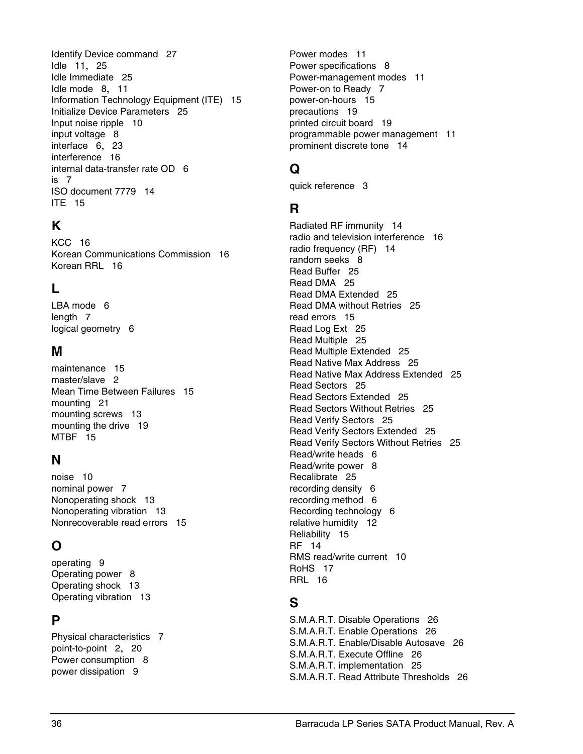Identify Device command 27
Idle 11, 25
Idle Immediate 25
Idle mode 8, 11
Information Technology Equipment (ITE) 15
Initialize Device Parameters 25
Input noise ripple 10
input voltage 8
interface 6, 23
interference 16
internal data-transfer rate OD 6
is 7
ISO document 7779 14
ITE 15

## K

KCC 16
Korean Communications Commission 16
Korean RRL 16

## L

LBA mode 6
length 7
logical geometry 6

## M

maintenance 15
master/slave 2
Mean Time Between Failures 15
mounting 21
mounting screws 13
mounting the drive 19
MTBF 15

## N

noise 10
nominal power 7
Nonoperating shock 13
Nonoperating vibration 13
Nonrecoverable read errors 15

## O

operating 9
Operating power 8
Operating shock 13
Operating vibration 13

## P

Physical characteristics 7
point-to-point 2, 20
Power consumption 8
power dissipation 9
Power modes 11
Power specifications 8
Power-management modes 11
Power-on to Ready 7
power-on-hours 15
precautions 19
printed circuit board 19
programmable power management 11
prominent discrete tone 14

## Q

quick reference 3

## R

Radiated RF immunity 14
radio and television interference 16
radio frequency (RF) 14
random seeks 8
Read Buffer 25
Read DMA 25
Read DMA Extended 25
Read DMA without Retries 25
read errors 15
Read Log Ext 25
Read Multiple 25
Read Multiple Extended 25
Read Native Max Address 25
Read Native Max Address Extended 25
Read Sectors 25
Read Sectors Extended 25
Read Sectors Without Retries 25
Read Verify Sectors 25
Read Verify Sectors Extended 25
Read Verify Sectors Without Retries 25
Read/write heads 6
Read/write power 8
Recalibrate 25
recording density 6
recording method 6
Recording technology 6
relative humidity 12
Reliability 15
RF 14
RMS read/write current 10
RoHS 17
RRL 16

## S

S.M.A.R.T. Disable Operations 26
S.M.A.R.T. Enable Operations 26
S.M.A.R.T. Enable/Disable Autosave 26
S.M.A.R.T. Execute Offline 26
S.M.A.R.T. implementation 25
S.M.A.R.T. Read Attribute Thresholds 26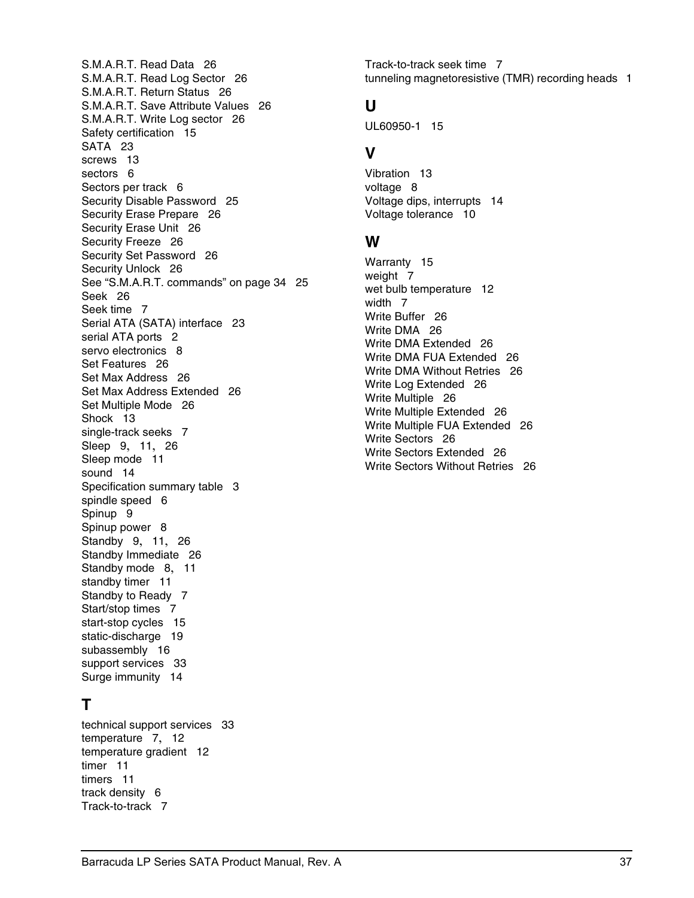S.M.A.R.T. Read Data 26
S.M.A.R.T. Read Log Sector 26
S.M.A.R.T. Return Status 26
S.M.A.R.T. Save Attribute Values 26
S.M.A.R.T. Write Log sector 26
Safety certification 15
SATA 23
screws 13
sectors 6
Sectors per track 6
Security Disable Password 25
Security Erase Prepare 26
Security Erase Unit 26
Security Freeze 26
Security Set Password 26
Security Unlock 26
See "S.M.A.R.T. commands" on page 34 25
Seek 26
Seek time 7
Serial ATA (SATA) interface 23
serial ATA ports 2
servo electronics 8
Set Features 26
Set Max Address 26
Set Max Address Extended 26
Set Multiple Mode 26
Shock 13
single-track seeks 7
Sleep 9, 11, 26
Sleep mode 11
sound 14
Specification summary table 3
spindle speed 6
Spinup 9
Spinup power 8
Standby 9, 11, 26
Standby Immediate 26
Standby mode 8, 11
standby timer 11
Standby to Ready 7
Start/stop times 7
start-stop cycles 15
static-discharge 19
subassembly 16
support services 33
Surge immunity 14

## T

technical support services 33
temperature 7, 12
temperature gradient 12
timer 11
timers 11
track density 6
Track-to-track 7
Track-to-track seek time 7
tunneling magnetoresistive (TMR) recording heads 1

## U

UL60950-1 15

## V

Vibration 13
voltage 8
Voltage dips, interrupts 14
Voltage tolerance 10

## W

Warranty 15
weight 7
wet bulb temperature 12
width 7
Write Buffer 26
Write DMA 26
Write DMA Extended 26
Write DMA FUA Extended 26
Write DMA Without Retries 26
Write Log Extended 26
Write Multiple 26
Write Multiple Extended 26
Write Multiple FUA Extended 26
Write Sectors 26
Write Sectors Extended 26
Write Sectors Without Retries 26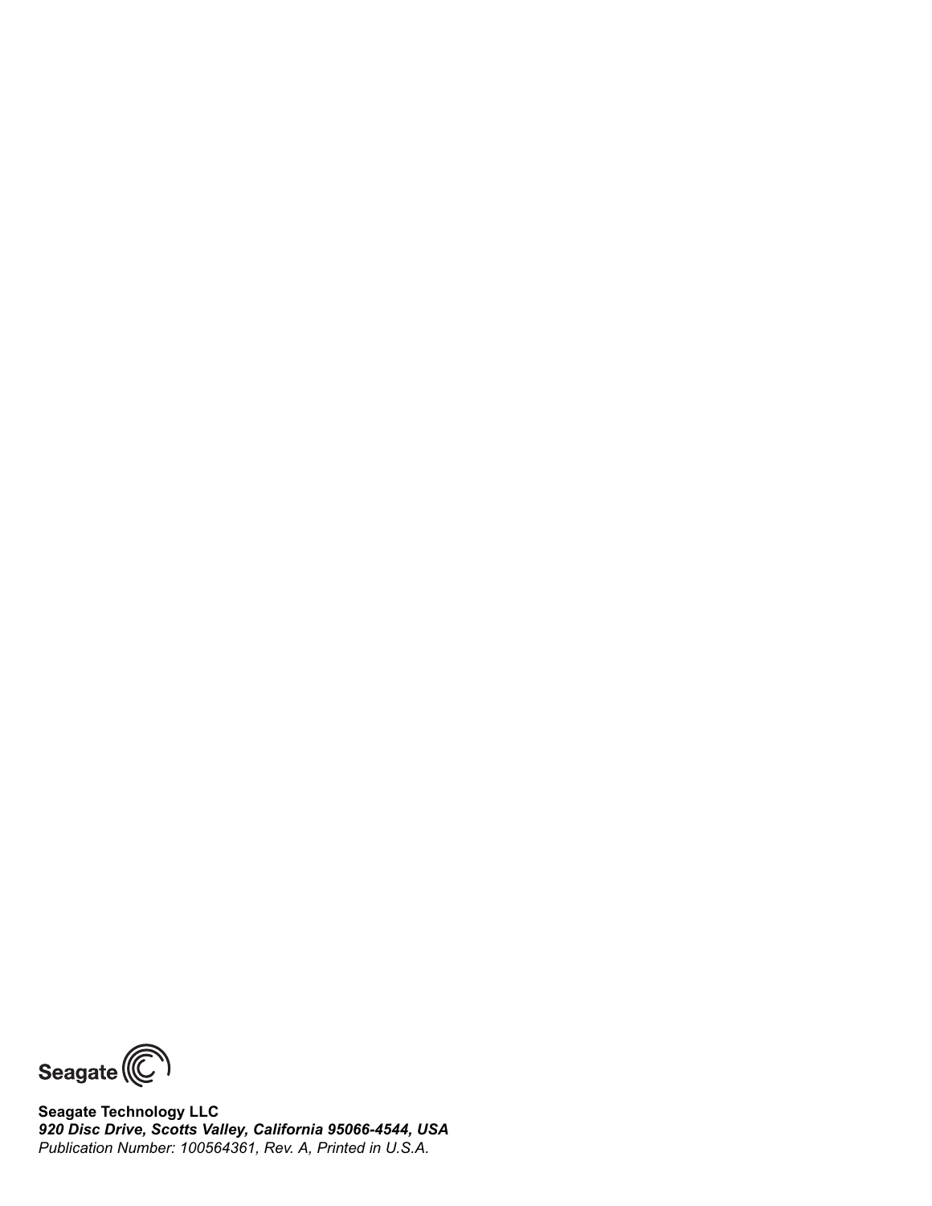Seagate

**Seagate Technology LLC**
***920 Disc Drive, Scotts Valley, California 95066-4544, USA***
*Publication Number: 100564361, Rev. A, Printed in U.S.A.*